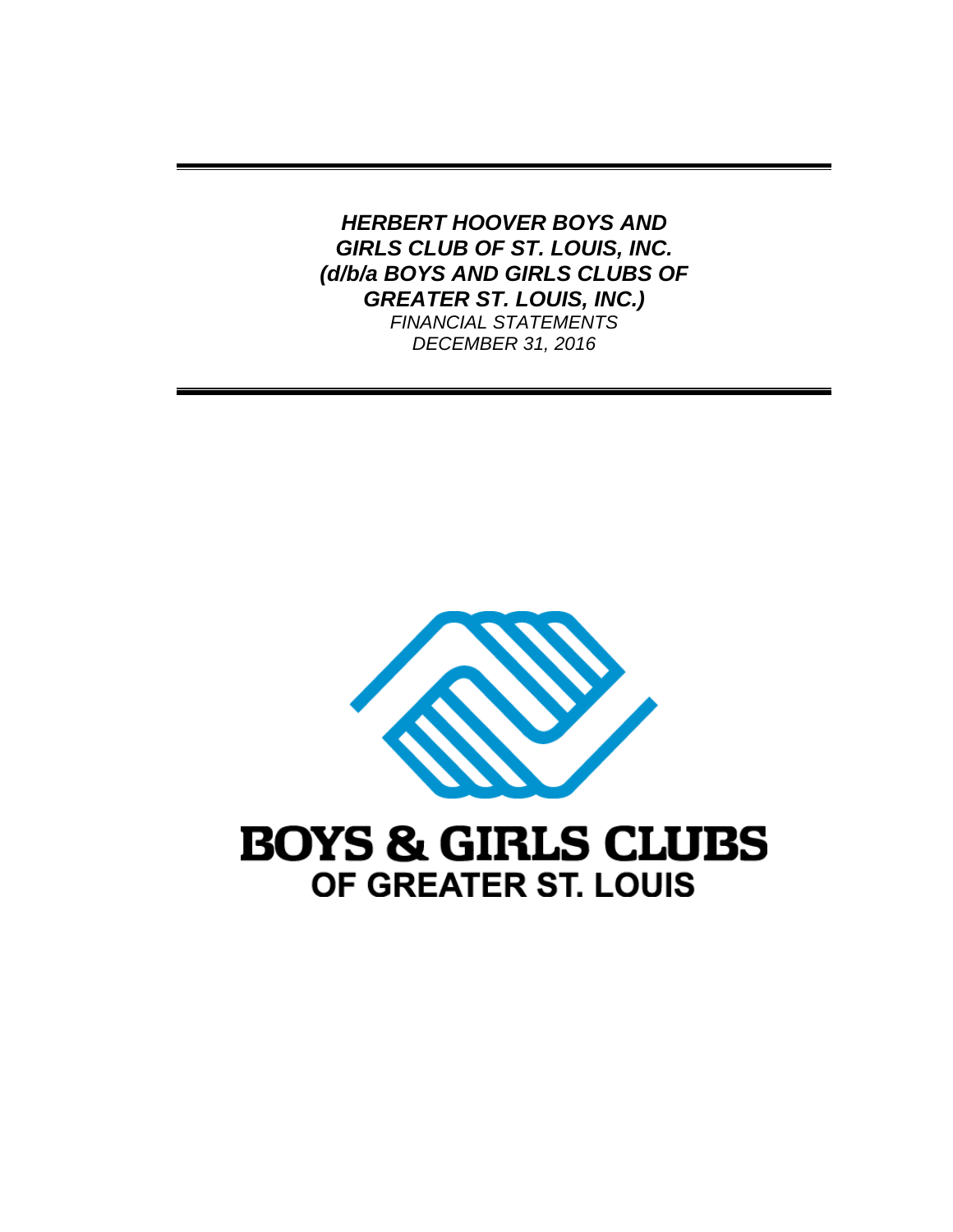# *HERBERT HOOVER BOYS AND GIRLS CLUB OF ST. LOUIS, INC. (d/b/a BOYS AND GIRLS CLUBS OF GREATER ST. LOUIS, INC.)*

*FINANCIAL STATEMENTS*

*DECEMBER 31, 2016*

**BOYS & GIRLS CLUBS**
**OF GREATER ST. LOUIS**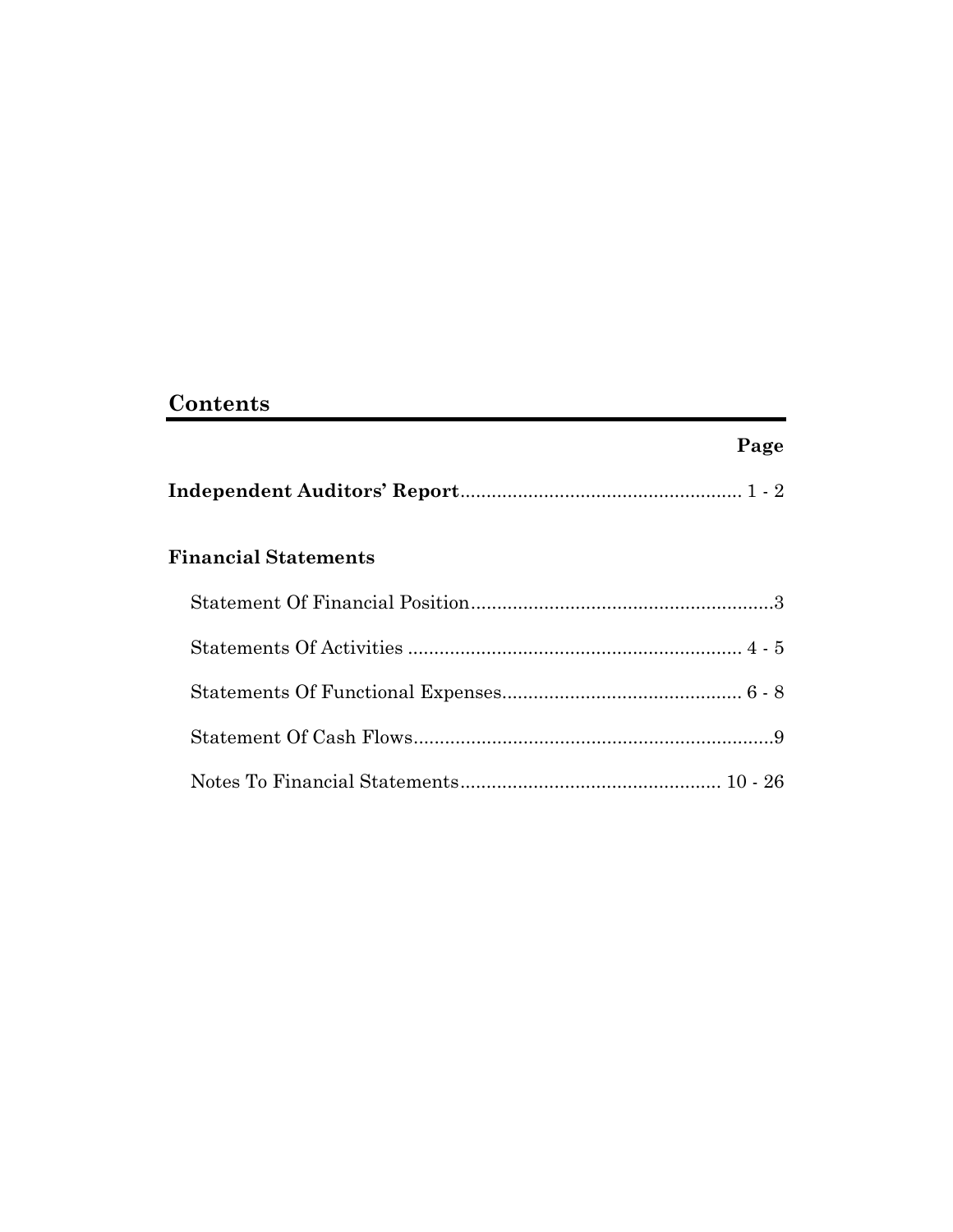# Contents

| | Page |
|---|---|
| **Independent Auditors' Report** | 1 - 2 |
| **Financial Statements** | |
| Statement Of Financial Position | 3 |
| Statements Of Activities | 4 - 5 |
| Statements Of Functional Expenses | 6 - 8 |
| Statement Of Cash Flows | 9 |
| Notes To Financial Statements | 10 - 26 |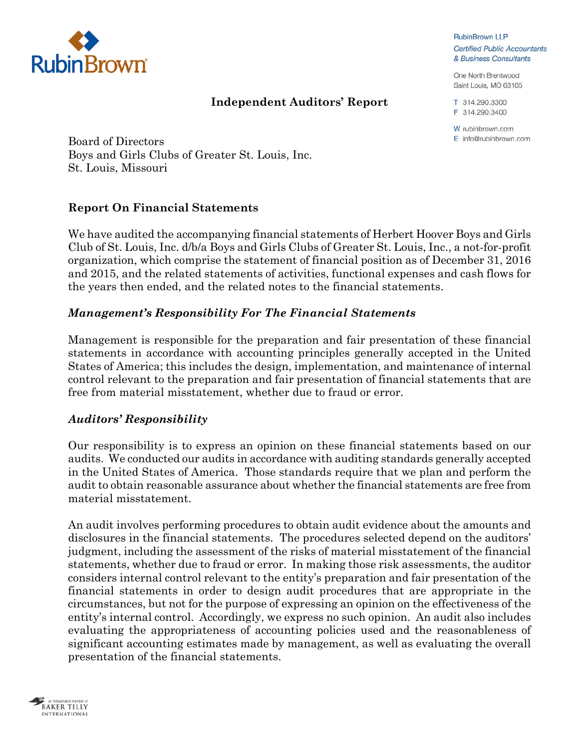RubinBrown LLP
*Certified Public Accountants & Business Consultants*

One North Brentwood
Saint Louis, MO 63105

T 314.290.3300
F 314.290.3400

W rubinbrown.com
E info@rubinbrown.com

# Independent Auditors' Report

Board of Directors
Boys and Girls Clubs of Greater St. Louis, Inc.
St. Louis, Missouri

## Report On Financial Statements

We have audited the accompanying financial statements of Herbert Hoover Boys and Girls Club of St. Louis, Inc. d/b/a Boys and Girls Clubs of Greater St. Louis, Inc., a not-for-profit organization, which comprise the statement of financial position as of December 31, 2016 and 2015, and the related statements of activities, functional expenses and cash flows for the years then ended, and the related notes to the financial statements.

### *Management's Responsibility For The Financial Statements*

Management is responsible for the preparation and fair presentation of these financial statements in accordance with accounting principles generally accepted in the United States of America; this includes the design, implementation, and maintenance of internal control relevant to the preparation and fair presentation of financial statements that are free from material misstatement, whether due to fraud or error.

### *Auditors' Responsibility*

Our responsibility is to express an opinion on these financial statements based on our audits. We conducted our audits in accordance with auditing standards generally accepted in the United States of America. Those standards require that we plan and perform the audit to obtain reasonable assurance about whether the financial statements are free from material misstatement.

An audit involves performing procedures to obtain audit evidence about the amounts and disclosures in the financial statements. The procedures selected depend on the auditors' judgment, including the assessment of the risks of material misstatement of the financial statements, whether due to fraud or error. In making those risk assessments, the auditor considers internal control relevant to the entity's preparation and fair presentation of the financial statements in order to design audit procedures that are appropriate in the circumstances, but not for the purpose of expressing an opinion on the effectiveness of the entity's internal control. Accordingly, we express no such opinion. An audit also includes evaluating the appropriateness of accounting policies used and the reasonableness of significant accounting estimates made by management, as well as evaluating the overall presentation of the financial statements.

an independent member of BAKER TILLY INTERNATIONAL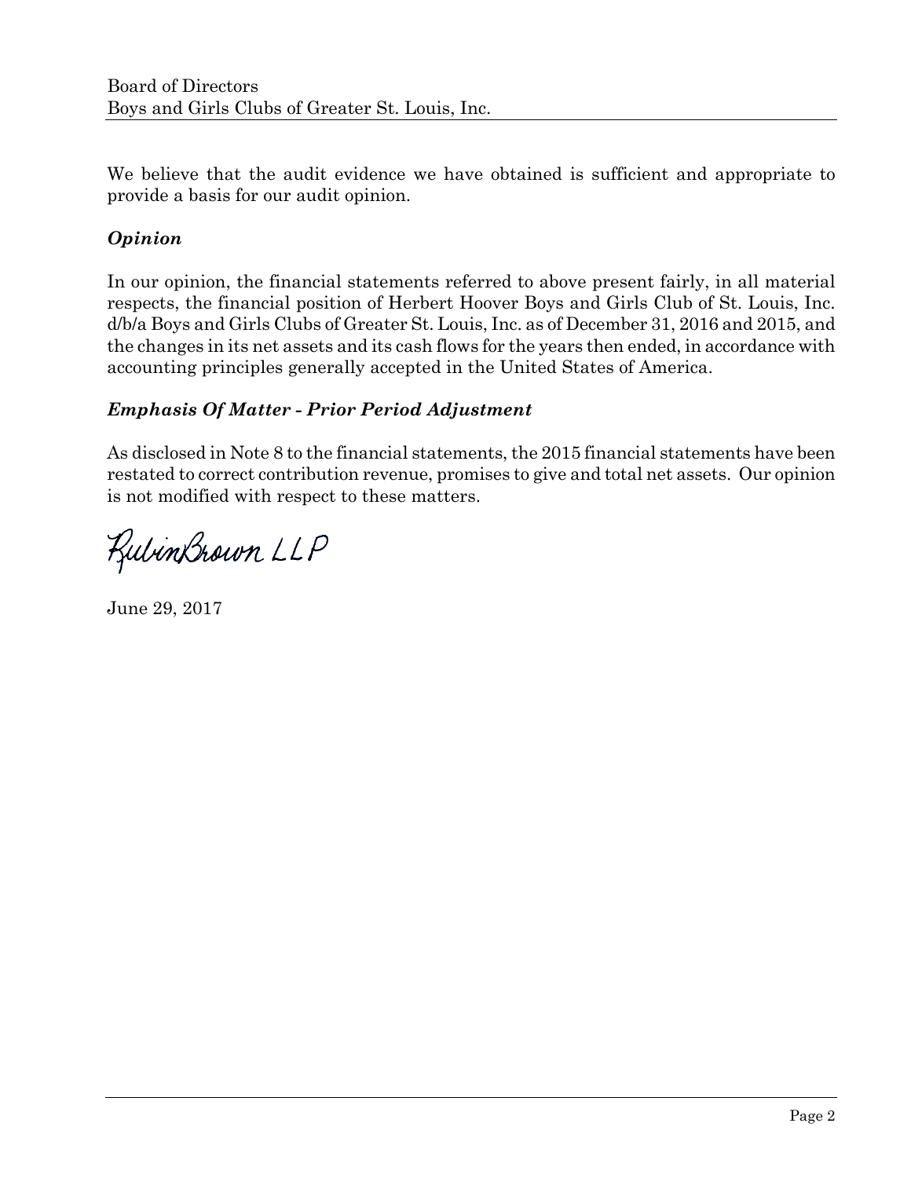We believe that the audit evidence we have obtained is sufficient and appropriate to provide a basis for our audit opinion.

### *Opinion*

In our opinion, the financial statements referred to above present fairly, in all material respects, the financial position of Herbert Hoover Boys and Girls Club of St. Louis, Inc. d/b/a Boys and Girls Clubs of Greater St. Louis, Inc. as of December 31, 2016 and 2015, and the changes in its net assets and its cash flows for the years then ended, in accordance with accounting principles generally accepted in the United States of America.

### *Emphasis Of Matter - Prior Period Adjustment*

As disclosed in Note 8 to the financial statements, the 2015 financial statements have been restated to correct contribution revenue, promises to give and total net assets. Our opinion is not modified with respect to these matters.

RubinBrown LLP

June 29, 2017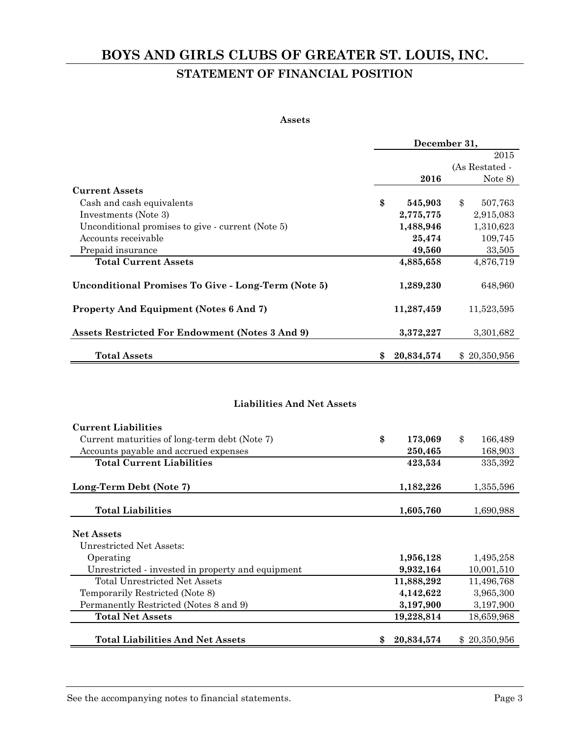# BOYS AND GIRLS CLUBS OF GREATER ST. LOUIS, INC.

## STATEMENT OF FINANCIAL POSITION

**Assets**

| | December 31, 2016 | 2015 (As Restated - Note 8) |
|---|---|---|
| **Current Assets** | | |
| Cash and cash equivalents | **$ 545,903** | $ 507,763 |
| Investments (Note 3) | **2,775,775** | 2,915,083 |
| Unconditional promises to give - current (Note 5) | **1,488,946** | 1,310,623 |
| Accounts receivable | **25,474** | 109,745 |
| Prepaid insurance | **49,560** | 33,505 |
| **Total Current Assets** | **4,885,658** | 4,876,719 |
| **Unconditional Promises To Give - Long-Term (Note 5)** | **1,289,230** | 648,960 |
| **Property And Equipment (Notes 6 And 7)** | **11,287,459** | 11,523,595 |
| **Assets Restricted For Endowment (Notes 3 And 9)** | **3,372,227** | 3,301,682 |
| **Total Assets** | **$ 20,834,574** | $ 20,350,956 |

**Liabilities And Net Assets**

| | December 31, 2016 | 2015 (As Restated - Note 8) |
|---|---|---|
| **Current Liabilities** | | |
| Current maturities of long-term debt (Note 7) | **$ 173,069** | $ 166,489 |
| Accounts payable and accrued expenses | **250,465** | 168,903 |
| **Total Current Liabilities** | **423,534** | 335,392 |
| **Long-Term Debt (Note 7)** | **1,182,226** | 1,355,596 |
| **Total Liabilities** | **1,605,760** | 1,690,988 |
| **Net Assets** | | |
| Unrestricted Net Assets: | | |
| Operating | **1,956,128** | 1,495,258 |
| Unrestricted - invested in property and equipment | **9,932,164** | 10,001,510 |
| Total Unrestricted Net Assets | **11,888,292** | 11,496,768 |
| Temporarily Restricted (Note 8) | **4,142,622** | 3,965,300 |
| Permanently Restricted (Notes 8 and 9) | **3,197,900** | 3,197,900 |
| **Total Net Assets** | **19,228,814** | 18,659,968 |
| **Total Liabilities And Net Assets** | **$ 20,834,574** | $ 20,350,956 |

See the accompanying notes to financial statements.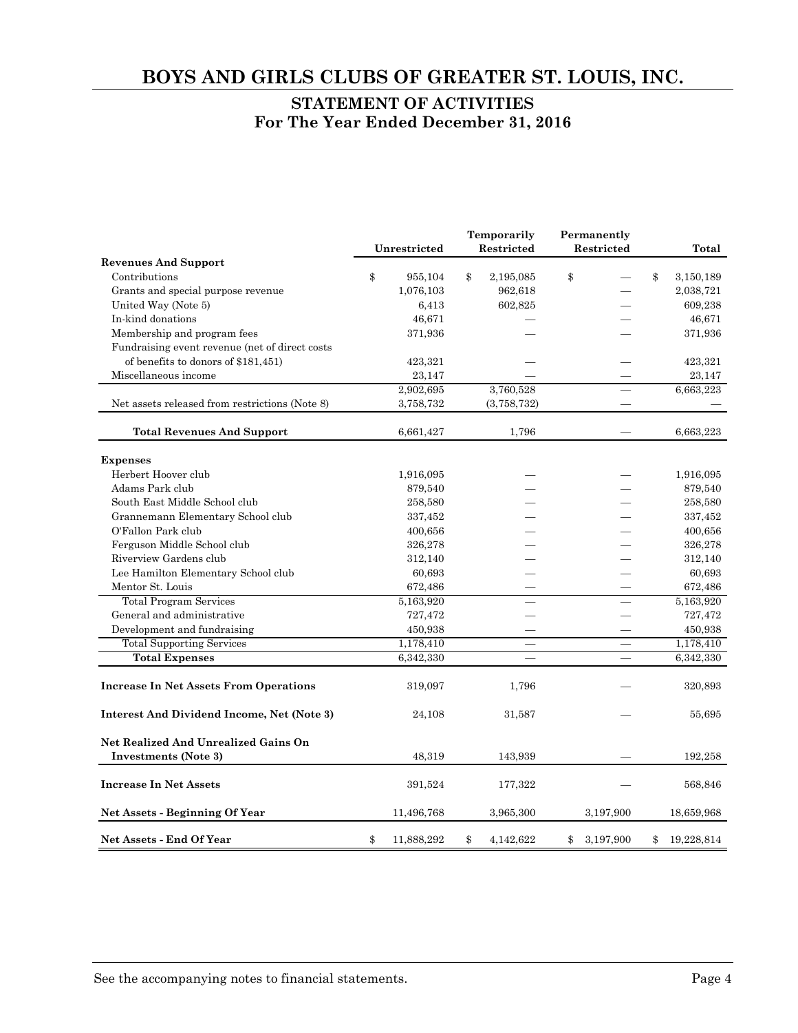# BOYS AND GIRLS CLUBS OF GREATER ST. LOUIS, INC.

## STATEMENT OF ACTIVITIES
## For The Year Ended December 31, 2016

| | Unrestricted | Temporarily Restricted | Permanently Restricted | Total |
|---|---|---|---|---|
| **Revenues And Support** | | | | |
| Contributions | $ 955,104 | $ 2,195,085 | $ — | $ 3,150,189 |
| Grants and special purpose revenue | 1,076,103 | 962,618 | — | 2,038,721 |
| United Way (Note 5) | 6,413 | 602,825 | — | 609,238 |
| In-kind donations | 46,671 | — | — | 46,671 |
| Membership and program fees | 371,936 | — | — | 371,936 |
| Fundraising event revenue (net of direct costs of benefits to donors of $181,451) | 423,321 | — | — | 423,321 |
| Miscellaneous income | 23,147 | — | — | 23,147 |
| | 2,902,695 | 3,760,528 | — | 6,663,223 |
| Net assets released from restrictions (Note 8) | 3,758,732 | (3,758,732) | — | — |
| **Total Revenues And Support** | 6,661,427 | 1,796 | — | 6,663,223 |
| **Expenses** | | | | |
| Herbert Hoover club | 1,916,095 | — | — | 1,916,095 |
| Adams Park club | 879,540 | — | — | 879,540 |
| South East Middle School club | 258,580 | — | — | 258,580 |
| Grannemann Elementary School club | 337,452 | — | — | 337,452 |
| O'Fallon Park club | 400,656 | — | — | 400,656 |
| Ferguson Middle School club | 326,278 | — | — | 326,278 |
| Riverview Gardens club | 312,140 | — | — | 312,140 |
| Lee Hamilton Elementary School club | 60,693 | — | — | 60,693 |
| Mentor St. Louis | 672,486 | — | — | 672,486 |
| Total Program Services | 5,163,920 | — | — | 5,163,920 |
| General and administrative | 727,472 | — | — | 727,472 |
| Development and fundraising | 450,938 | — | — | 450,938 |
| Total Supporting Services | 1,178,410 | — | — | 1,178,410 |
| **Total Expenses** | 6,342,330 | — | — | 6,342,330 |
| **Increase In Net Assets From Operations** | 319,097 | 1,796 | — | 320,893 |
| **Interest And Dividend Income, Net (Note 3)** | 24,108 | 31,587 | — | 55,695 |
| **Net Realized And Unrealized Gains On Investments (Note 3)** | 48,319 | 143,939 | — | 192,258 |
| **Increase In Net Assets** | 391,524 | 177,322 | — | 568,846 |
| **Net Assets - Beginning Of Year** | 11,496,768 | 3,965,300 | 3,197,900 | 18,659,968 |
| **Net Assets - End Of Year** | $ 11,888,292 | $ 4,142,622 | $ 3,197,900 | $ 19,228,814 |

See the accompanying notes to financial statements.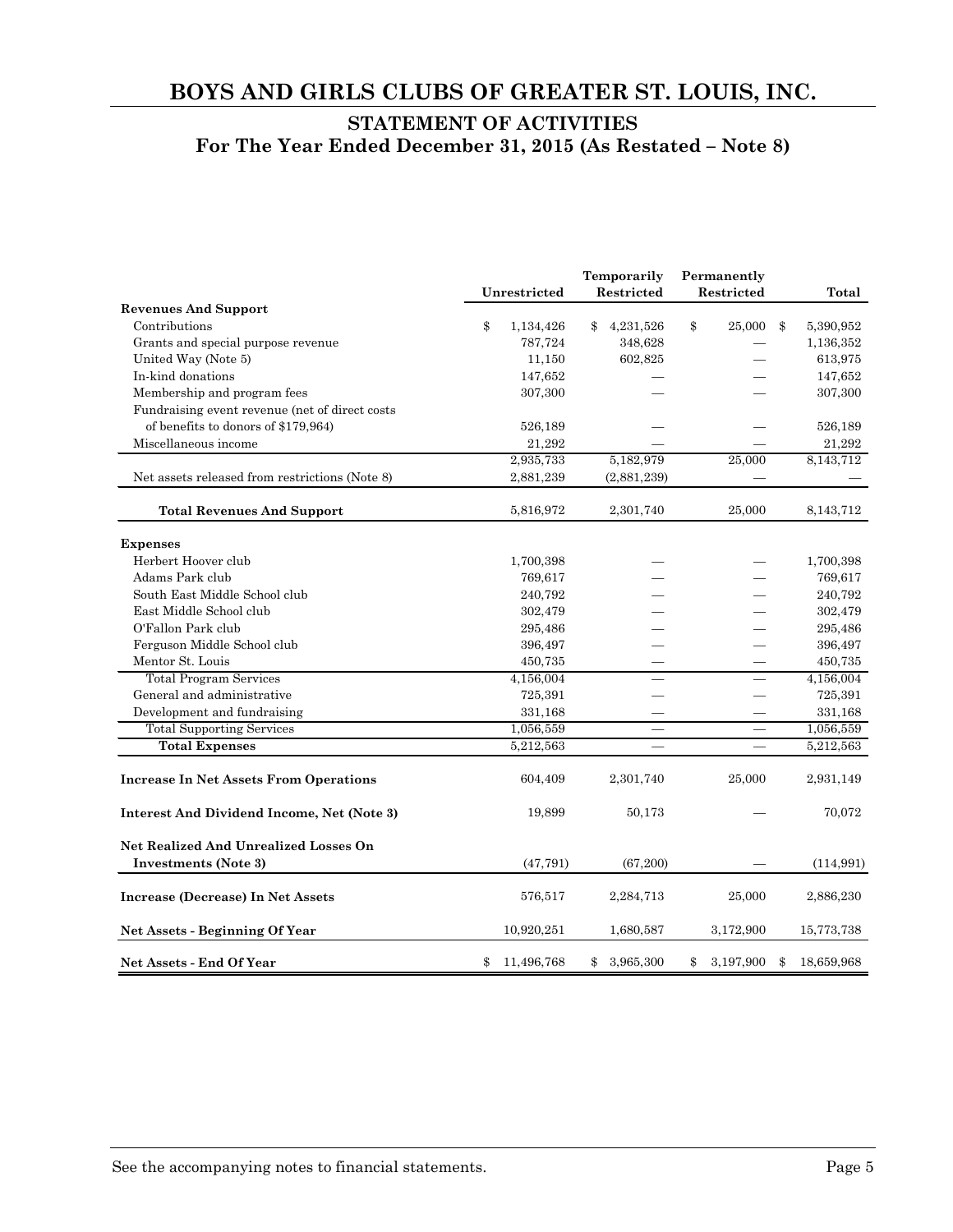# BOYS AND GIRLS CLUBS OF GREATER ST. LOUIS, INC.

## STATEMENT OF ACTIVITIES
## For The Year Ended December 31, 2015 (As Restated – Note 8)

| | Unrestricted | Temporarily Restricted | Permanently Restricted | Total |
|---|---|---|---|---|
| **Revenues And Support** | | | | |
| Contributions | $ 1,134,426 | $ 4,231,526 | $ 25,000 | $ 5,390,952 |
| Grants and special purpose revenue | 787,724 | 348,628 | — | 1,136,352 |
| United Way (Note 5) | 11,150 | 602,825 | — | 613,975 |
| In-kind donations | 147,652 | — | — | 147,652 |
| Membership and program fees | 307,300 | — | — | 307,300 |
| Fundraising event revenue (net of direct costs of benefits to donors of $179,964) | 526,189 | — | — | 526,189 |
| Miscellaneous income | 21,292 | — | — | 21,292 |
| | 2,935,733 | 5,182,979 | 25,000 | 8,143,712 |
| Net assets released from restrictions (Note 8) | 2,881,239 | (2,881,239) | — | — |
| **Total Revenues And Support** | 5,816,972 | 2,301,740 | 25,000 | 8,143,712 |
| **Expenses** | | | | |
| Herbert Hoover club | 1,700,398 | — | — | 1,700,398 |
| Adams Park club | 769,617 | — | — | 769,617 |
| South East Middle School club | 240,792 | — | — | 240,792 |
| East Middle School club | 302,479 | — | — | 302,479 |
| O'Fallon Park club | 295,486 | — | — | 295,486 |
| Ferguson Middle School club | 396,497 | — | — | 396,497 |
| Mentor St. Louis | 450,735 | — | — | 450,735 |
| Total Program Services | 4,156,004 | — | — | 4,156,004 |
| General and administrative | 725,391 | — | — | 725,391 |
| Development and fundraising | 331,168 | — | — | 331,168 |
| Total Supporting Services | 1,056,559 | — | — | 1,056,559 |
| **Total Expenses** | 5,212,563 | — | — | 5,212,563 |
| **Increase In Net Assets From Operations** | 604,409 | 2,301,740 | 25,000 | 2,931,149 |
| **Interest And Dividend Income, Net (Note 3)** | 19,899 | 50,173 | — | 70,072 |
| **Net Realized And Unrealized Losses On Investments (Note 3)** | (47,791) | (67,200) | — | (114,991) |
| **Increase (Decrease) In Net Assets** | 576,517 | 2,284,713 | 25,000 | 2,886,230 |
| **Net Assets - Beginning Of Year** | 10,920,251 | 1,680,587 | 3,172,900 | 15,773,738 |
| **Net Assets - End Of Year** | $ 11,496,768 | $ 3,965,300 | $ 3,197,900 | $ 18,659,968 |

See the accompanying notes to financial statements.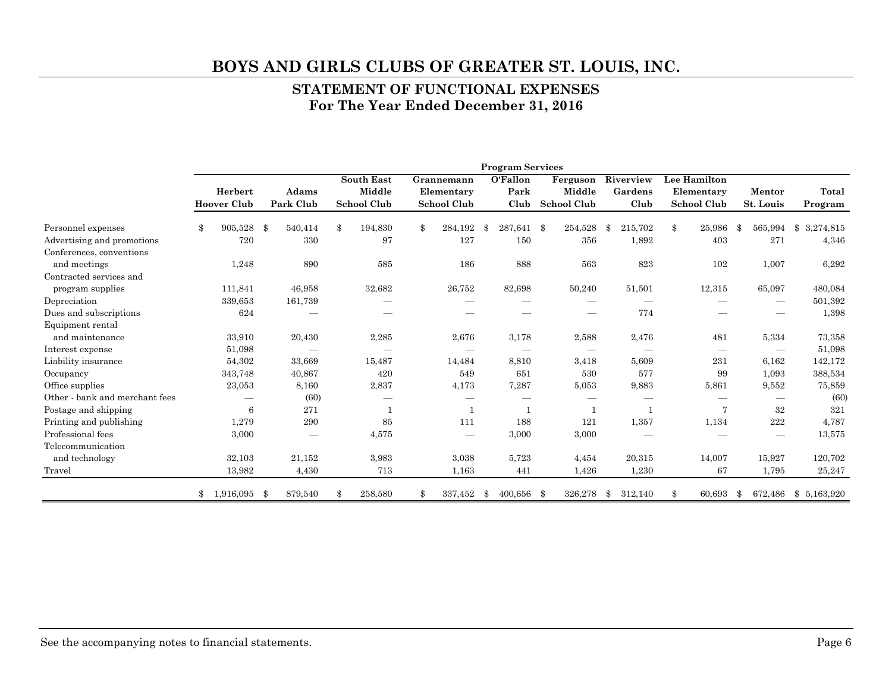# BOYS AND GIRLS CLUBS OF GREATER ST. LOUIS, INC.

## STATEMENT OF FUNCTIONAL EXPENSES
### For The Year Ended December 31, 2016

| | Program Services | | | | | | | | | |
|---|---|---|---|---|---|---|---|---|---|---|
| | Herbert Hoover Club | Adams Park Club | South East Middle School Club | Grannemann Elementary School Club | O'Fallon Park Club | Ferguson Middle School Club | Riverview Gardens Club | Lee Hamilton Elementary School Club | Mentor St. Louis | Total Program |
| Personnel expenses | $ 905,528 | $ 540,414 | $ 194,830 | $ 284,192 | $ 287,641 | $ 254,528 | $ 215,702 | $ 25,986 | $ 565,994 | $ 3,274,815 |
| Advertising and promotions | 720 | 330 | 97 | 127 | 150 | 356 | 1,892 | 403 | 271 | 4,346 |
| Conferences, conventions and meetings | 1,248 | 890 | 585 | 186 | 888 | 563 | 823 | 102 | 1,007 | 6,292 |
| Contracted services and program supplies | 111,841 | 46,958 | 32,682 | 26,752 | 82,698 | 50,240 | 51,501 | 12,315 | 65,097 | 480,084 |
| Depreciation | 339,653 | 161,739 | — | — | — | — | — | — | — | 501,392 |
| Dues and subscriptions | 624 | — | — | — | — | — | 774 | — | — | 1,398 |
| Equipment rental and maintenance | 33,910 | 20,430 | 2,285 | 2,676 | 3,178 | 2,588 | 2,476 | 481 | 5,334 | 73,358 |
| Interest expense | 51,098 | — | — | — | — | — | — | — | — | 51,098 |
| Liability insurance | 54,302 | 33,669 | 15,487 | 14,484 | 8,810 | 3,418 | 5,609 | 231 | 6,162 | 142,172 |
| Occupancy | 343,748 | 40,867 | 420 | 549 | 651 | 530 | 577 | 99 | 1,093 | 388,534 |
| Office supplies | 23,053 | 8,160 | 2,837 | 4,173 | 7,287 | 5,053 | 9,883 | 5,861 | 9,552 | 75,859 |
| Other - bank and merchant fees | — | (60) | — | — | — | — | — | — | — | (60) |
| Postage and shipping | 6 | 271 | 1 | 1 | 1 | 1 | 1 | 7 | 32 | 321 |
| Printing and publishing | 1,279 | 290 | 85 | 111 | 188 | 121 | 1,357 | 1,134 | 222 | 4,787 |
| Professional fees | 3,000 | — | 4,575 | — | 3,000 | 3,000 | — | — | — | 13,575 |
| Telecommunication and technology | 32,103 | 21,152 | 3,983 | 3,038 | 5,723 | 4,454 | 20,315 | 14,007 | 15,927 | 120,702 |
| Travel | 13,982 | 4,430 | 713 | 1,163 | 441 | 1,426 | 1,230 | 67 | 1,795 | 25,247 |
| | $ 1,916,095 | $ 879,540 | $ 258,580 | $ 337,452 | $ 400,656 | $ 326,278 | $ 312,140 | $ 60,693 | $ 672,486 | $ 5,163,920 |

See the accompanying notes to financial statements.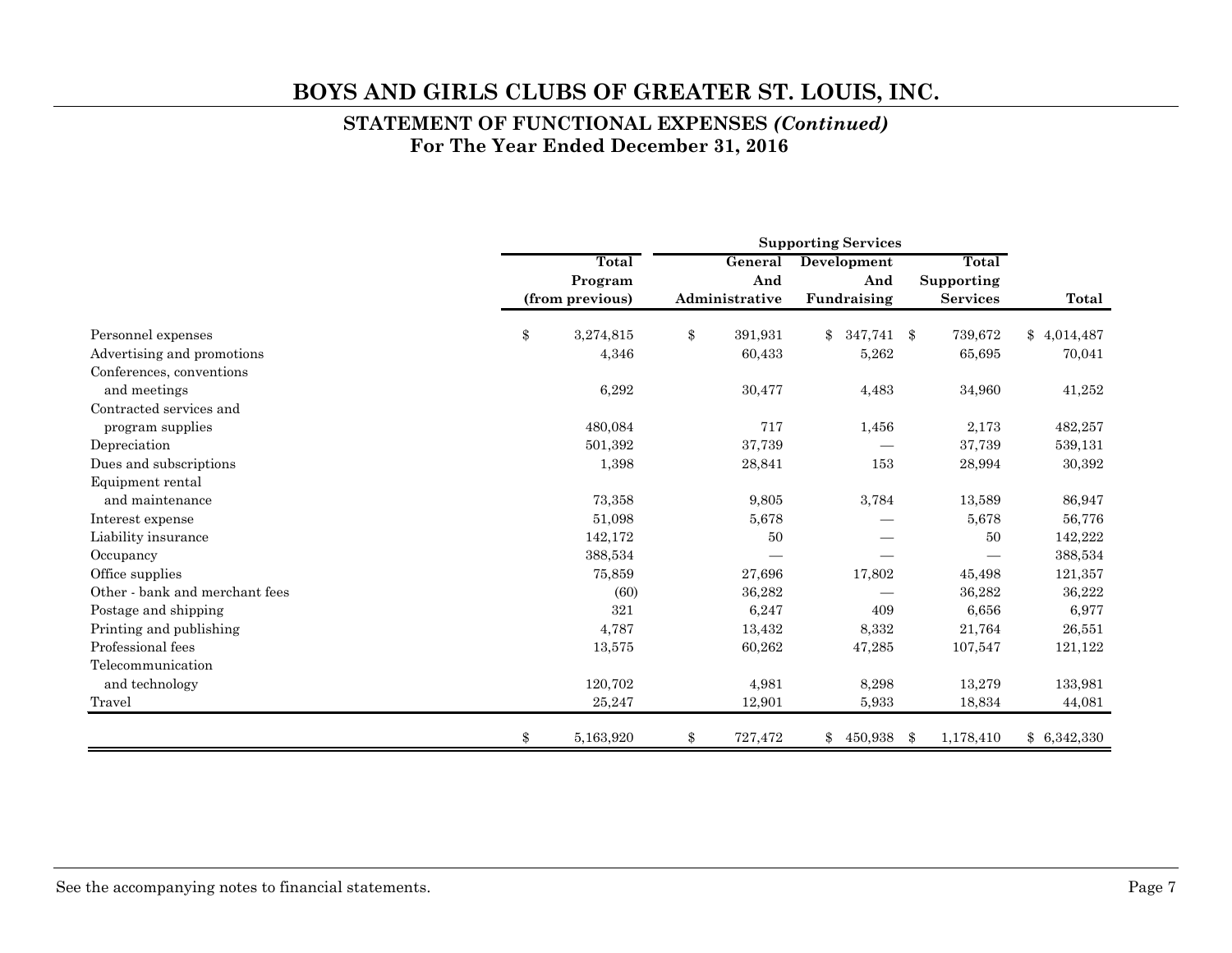# BOYS AND GIRLS CLUBS OF GREATER ST. LOUIS, INC.

## STATEMENT OF FUNCTIONAL EXPENSES *(Continued)*
## For The Year Ended December 31, 2016

| | | Supporting Services | | | |
|---|---|---|---|---|---|
| | Total Program (from previous) | General And Administrative | Development And Fundraising | Total Supporting Services | Total |
| Personnel expenses | $ 3,274,815 | $ 391,931 | $ 347,741 | $ 739,672 | $ 4,014,487 |
| Advertising and promotions | 4,346 | 60,433 | 5,262 | 65,695 | 70,041 |
| Conferences, conventions and meetings | 6,292 | 30,477 | 4,483 | 34,960 | 41,252 |
| Contracted services and program supplies | 480,084 | 717 | 1,456 | 2,173 | 482,257 |
| Depreciation | 501,392 | 37,739 | — | 37,739 | 539,131 |
| Dues and subscriptions | 1,398 | 28,841 | 153 | 28,994 | 30,392 |
| Equipment rental and maintenance | 73,358 | 9,805 | 3,784 | 13,589 | 86,947 |
| Interest expense | 51,098 | 5,678 | — | 5,678 | 56,776 |
| Liability insurance | 142,172 | 50 | — | 50 | 142,222 |
| Occupancy | 388,534 | — | — | — | 388,534 |
| Office supplies | 75,859 | 27,696 | 17,802 | 45,498 | 121,357 |
| Other - bank and merchant fees | (60) | 36,282 | — | 36,282 | 36,222 |
| Postage and shipping | 321 | 6,247 | 409 | 6,656 | 6,977 |
| Printing and publishing | 4,787 | 13,432 | 8,332 | 21,764 | 26,551 |
| Professional fees | 13,575 | 60,262 | 47,285 | 107,547 | 121,122 |
| Telecommunication and technology | 120,702 | 4,981 | 8,298 | 13,279 | 133,981 |
| Travel | 25,247 | 12,901 | 5,933 | 18,834 | 44,081 |
| | $ 5,163,920 | $ 727,472 | $ 450,938 | $ 1,178,410 | $ 6,342,330 |

See the accompanying notes to financial statements.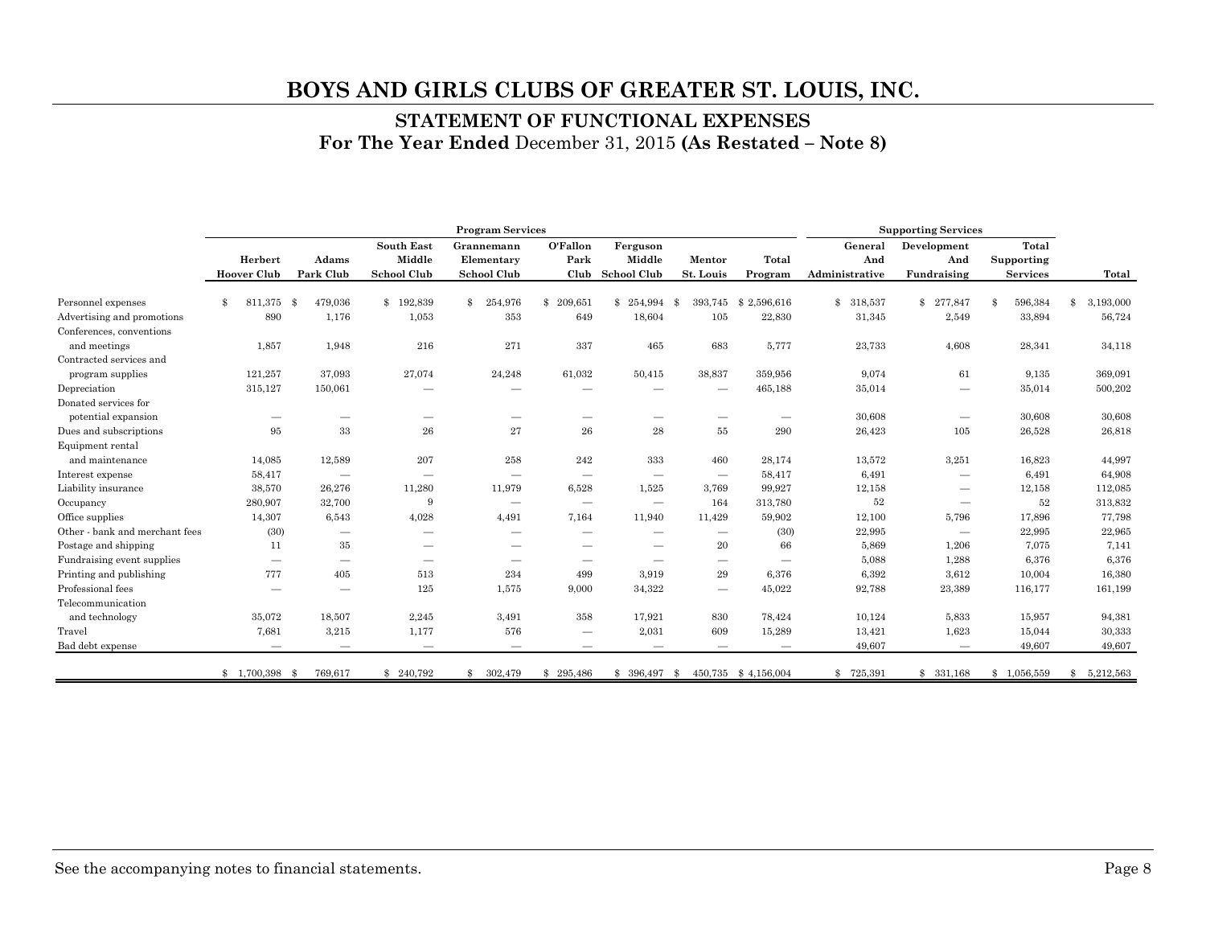# BOYS AND GIRLS CLUBS OF GREATER ST. LOUIS, INC.

## STATEMENT OF FUNCTIONAL EXPENSES

### For The Year Ended December 31, 2015 (As Restated – Note 8)

| | Program Services | | | | | | | | Supporting Services | | | |
|---|---|---|---|---|---|---|---|---|---|---|---|---|
| | Herbert Hoover Club | Adams Park Club | South East Middle School Club | Grannemann Elementary School Club | O'Fallon Park Club | Ferguson Middle School Club | Mentor St. Louis | Total Program | General And Administrative | Development And Fundraising | Total Supporting Services | Total |
| Personnel expenses | $ 811,375 | $ 479,036 | $ 192,839 | $ 254,976 | $ 209,651 | $ 254,994 | $ 393,745 | $ 2,596,616 | $ 318,537 | $ 277,847 | $ 596,384 | $ 3,193,000 |
| Advertising and promotions | 890 | 1,176 | 1,053 | 353 | 649 | 18,604 | 105 | 22,830 | 31,345 | 2,549 | 33,894 | 56,724 |
| Conferences, conventions and meetings | 1,857 | 1,948 | 216 | 271 | 337 | 465 | 683 | 5,777 | 23,733 | 4,608 | 28,341 | 34,118 |
| Contracted services and program supplies | 121,257 | 37,093 | 27,074 | 24,248 | 61,032 | 50,415 | 38,837 | 359,956 | 9,074 | 61 | 9,135 | 369,091 |
| Depreciation | 315,127 | 150,061 | — | — | — | — | — | 465,188 | 35,014 | — | 35,014 | 500,202 |
| Donated services for potential expansion | — | — | — | — | — | — | — | — | 30,608 | — | 30,608 | 30,608 |
| Dues and subscriptions | 95 | 33 | 26 | 27 | 26 | 28 | 55 | 290 | 26,423 | 105 | 26,528 | 26,818 |
| Equipment rental and maintenance | 14,085 | 12,589 | 207 | 258 | 242 | 333 | 460 | 28,174 | 13,572 | 3,251 | 16,823 | 44,997 |
| Interest expense | 58,417 | — | — | — | — | — | — | 58,417 | 6,491 | — | 6,491 | 64,908 |
| Liability insurance | 38,570 | 26,276 | 11,280 | 11,979 | 6,528 | 1,525 | 3,769 | 99,927 | 12,158 | — | 12,158 | 112,085 |
| Occupancy | 280,907 | 32,700 | 9 | — | — | — | 164 | 313,780 | 52 | — | 52 | 313,832 |
| Office supplies | 14,307 | 6,543 | 4,028 | 4,491 | 7,164 | 11,940 | 11,429 | 59,902 | 12,100 | 5,796 | 17,896 | 77,798 |
| Other - bank and merchant fees | (30) | — | — | — | — | — | — | (30) | 22,995 | — | 22,995 | 22,965 |
| Postage and shipping | 11 | 35 | — | — | — | — | 20 | 66 | 5,869 | 1,206 | 7,075 | 7,141 |
| Fundraising event supplies | — | — | — | — | — | — | — | — | 5,088 | 1,288 | 6,376 | 6,376 |
| Printing and publishing | 777 | 405 | 513 | 234 | 499 | 3,919 | 29 | 6,376 | 6,392 | 3,612 | 10,004 | 16,380 |
| Professional fees | — | — | 125 | 1,575 | 9,000 | 34,322 | — | 45,022 | 92,788 | 23,389 | 116,177 | 161,199 |
| Telecommunication and technology | 35,072 | 18,507 | 2,245 | 3,491 | 358 | 17,921 | 830 | 78,424 | 10,124 | 5,833 | 15,957 | 94,381 |
| Travel | 7,681 | 3,215 | 1,177 | 576 | — | 2,031 | 609 | 15,289 | 13,421 | 1,623 | 15,044 | 30,333 |
| Bad debt expense | — | — | — | — | — | — | — | — | 49,607 | — | 49,607 | 49,607 |
| | $ 1,700,398 | $ 769,617 | $ 240,792 | $ 302,479 | $ 295,486 | $ 396,497 | $ 450,735 | $ 4,156,004 | $ 725,391 | $ 331,168 | $ 1,056,559 | $ 5,212,563 |

See the accompanying notes to financial statements.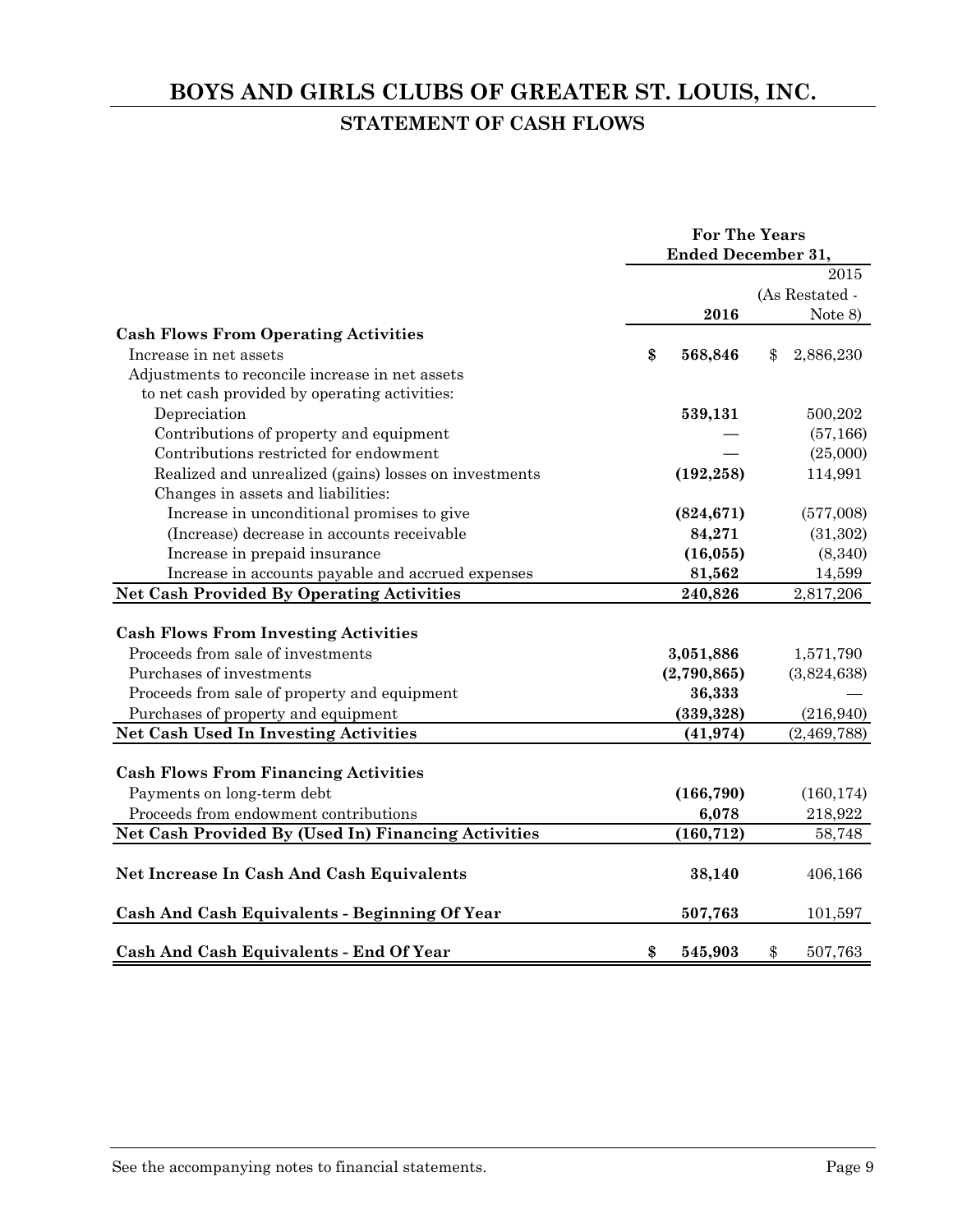# BOYS AND GIRLS CLUBS OF GREATER ST. LOUIS, INC.

## STATEMENT OF CASH FLOWS

| | For The Years Ended December 31, | |
|---|---|---|
| | **2016** | 2015 (As Restated - Note 8) |
| **Cash Flows From Operating Activities** | | |
| Increase in net assets | **$ 568,846** | $ 2,886,230 |
| Adjustments to reconcile increase in net assets to net cash provided by operating activities: | | |
| Depreciation | **539,131** | 500,202 |
| Contributions of property and equipment | **—** | (57,166) |
| Contributions restricted for endowment | **—** | (25,000) |
| Realized and unrealized (gains) losses on investments | **(192,258)** | 114,991 |
| Changes in assets and liabilities: | | |
| Increase in unconditional promises to give | **(824,671)** | (577,008) |
| (Increase) decrease in accounts receivable | **84,271** | (31,302) |
| Increase in prepaid insurance | **(16,055)** | (8,340) |
| Increase in accounts payable and accrued expenses | **81,562** | 14,599 |
| **Net Cash Provided By Operating Activities** | **240,826** | 2,817,206 |
| **Cash Flows From Investing Activities** | | |
| Proceeds from sale of investments | **3,051,886** | 1,571,790 |
| Purchases of investments | **(2,790,865)** | (3,824,638) |
| Proceeds from sale of property and equipment | **36,333** | — |
| Purchases of property and equipment | **(339,328)** | (216,940) |
| **Net Cash Used In Investing Activities** | **(41,974)** | (2,469,788) |
| **Cash Flows From Financing Activities** | | |
| Payments on long-term debt | **(166,790)** | (160,174) |
| Proceeds from endowment contributions | **6,078** | 218,922 |
| **Net Cash Provided By (Used In) Financing Activities** | **(160,712)** | 58,748 |
| **Net Increase In Cash And Cash Equivalents** | **38,140** | 406,166 |
| **Cash And Cash Equivalents - Beginning Of Year** | **507,763** | 101,597 |
| **Cash And Cash Equivalents - End Of Year** | **$ 545,903** | $ 507,763 |

See the accompanying notes to financial statements.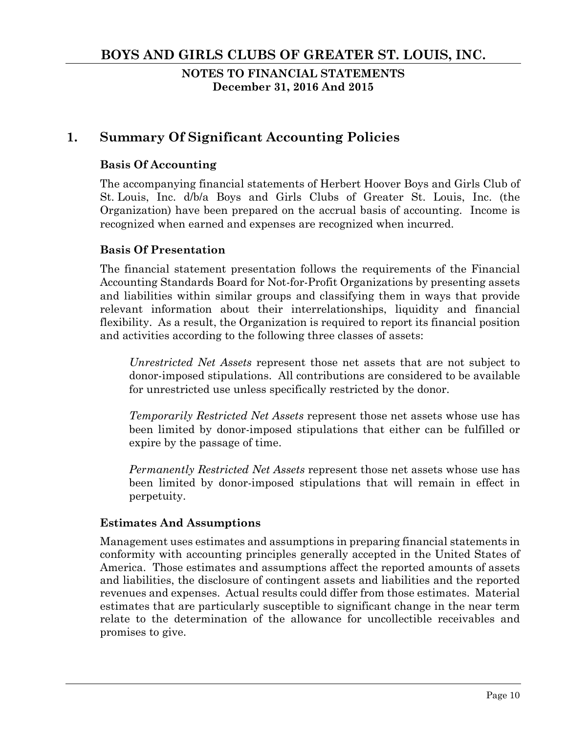# BOYS AND GIRLS CLUBS OF GREATER ST. LOUIS, INC.

## NOTES TO FINANCIAL STATEMENTS
**December 31, 2016 And 2015**

## 1. Summary Of Significant Accounting Policies

### Basis Of Accounting

The accompanying financial statements of Herbert Hoover Boys and Girls Club of St. Louis, Inc. d/b/a Boys and Girls Clubs of Greater St. Louis, Inc. (the Organization) have been prepared on the accrual basis of accounting. Income is recognized when earned and expenses are recognized when incurred.

### Basis Of Presentation

The financial statement presentation follows the requirements of the Financial Accounting Standards Board for Not-for-Profit Organizations by presenting assets and liabilities within similar groups and classifying them in ways that provide relevant information about their interrelationships, liquidity and financial flexibility. As a result, the Organization is required to report its financial position and activities according to the following three classes of assets:

*Unrestricted Net Assets* represent those net assets that are not subject to donor-imposed stipulations. All contributions are considered to be available for unrestricted use unless specifically restricted by the donor.

*Temporarily Restricted Net Assets* represent those net assets whose use has been limited by donor-imposed stipulations that either can be fulfilled or expire by the passage of time.

*Permanently Restricted Net Assets* represent those net assets whose use has been limited by donor-imposed stipulations that will remain in effect in perpetuity.

### Estimates And Assumptions

Management uses estimates and assumptions in preparing financial statements in conformity with accounting principles generally accepted in the United States of America. Those estimates and assumptions affect the reported amounts of assets and liabilities, the disclosure of contingent assets and liabilities and the reported revenues and expenses. Actual results could differ from those estimates. Material estimates that are particularly susceptible to significant change in the near term relate to the determination of the allowance for uncollectible receivables and promises to give.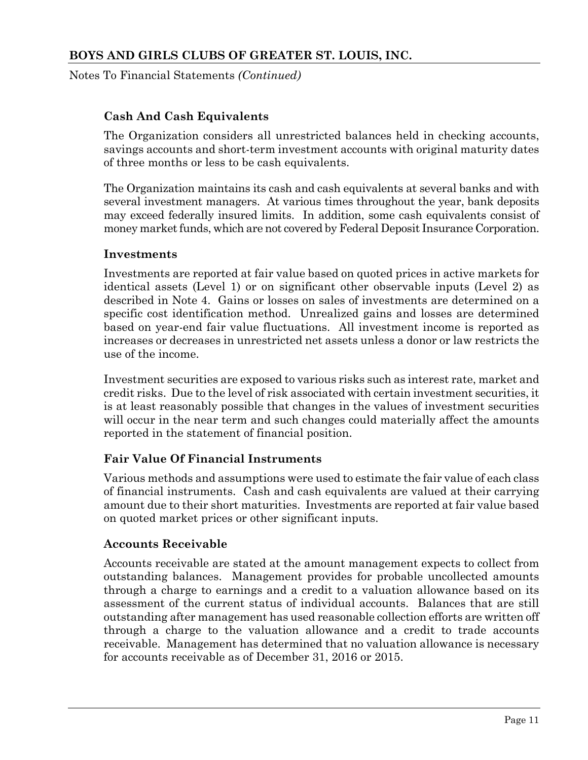### Cash And Cash Equivalents

The Organization considers all unrestricted balances held in checking accounts, savings accounts and short-term investment accounts with original maturity dates of three months or less to be cash equivalents.

The Organization maintains its cash and cash equivalents at several banks and with several investment managers. At various times throughout the year, bank deposits may exceed federally insured limits. In addition, some cash equivalents consist of money market funds, which are not covered by Federal Deposit Insurance Corporation.

### Investments

Investments are reported at fair value based on quoted prices in active markets for identical assets (Level 1) or on significant other observable inputs (Level 2) as described in Note 4. Gains or losses on sales of investments are determined on a specific cost identification method. Unrealized gains and losses are determined based on year-end fair value fluctuations. All investment income is reported as increases or decreases in unrestricted net assets unless a donor or law restricts the use of the income.

Investment securities are exposed to various risks such as interest rate, market and credit risks. Due to the level of risk associated with certain investment securities, it is at least reasonably possible that changes in the values of investment securities will occur in the near term and such changes could materially affect the amounts reported in the statement of financial position.

### Fair Value Of Financial Instruments

Various methods and assumptions were used to estimate the fair value of each class of financial instruments. Cash and cash equivalents are valued at their carrying amount due to their short maturities. Investments are reported at fair value based on quoted market prices or other significant inputs.

### Accounts Receivable

Accounts receivable are stated at the amount management expects to collect from outstanding balances. Management provides for probable uncollected amounts through a charge to earnings and a credit to a valuation allowance based on its assessment of the current status of individual accounts. Balances that are still outstanding after management has used reasonable collection efforts are written off through a charge to the valuation allowance and a credit to trade accounts receivable. Management has determined that no valuation allowance is necessary for accounts receivable as of December 31, 2016 or 2015.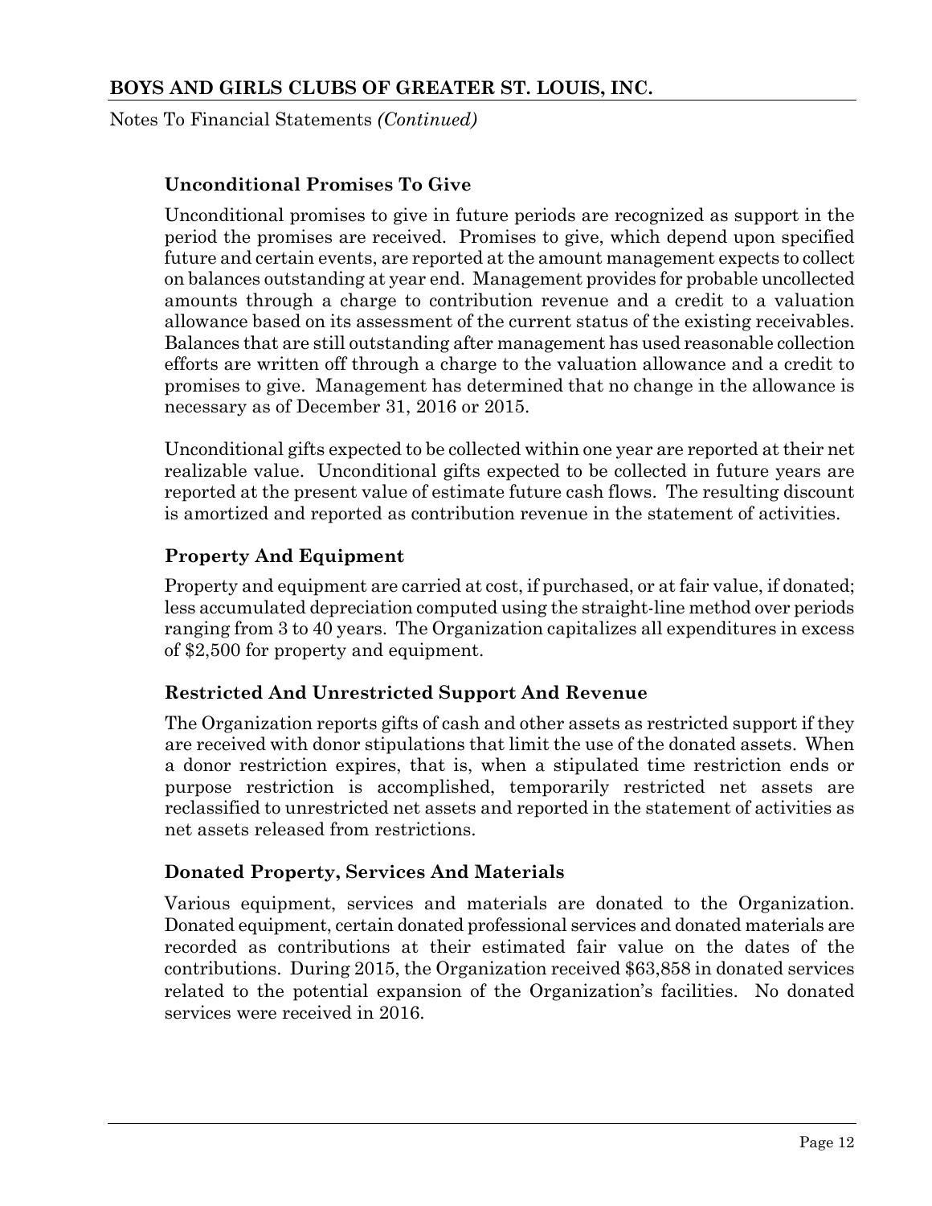### Unconditional Promises To Give

Unconditional promises to give in future periods are recognized as support in the period the promises are received. Promises to give, which depend upon specified future and certain events, are reported at the amount management expects to collect on balances outstanding at year end. Management provides for probable uncollected amounts through a charge to contribution revenue and a credit to a valuation allowance based on its assessment of the current status of the existing receivables. Balances that are still outstanding after management has used reasonable collection efforts are written off through a charge to the valuation allowance and a credit to promises to give. Management has determined that no change in the allowance is necessary as of December 31, 2016 or 2015.

Unconditional gifts expected to be collected within one year are reported at their net realizable value. Unconditional gifts expected to be collected in future years are reported at the present value of estimate future cash flows. The resulting discount is amortized and reported as contribution revenue in the statement of activities.

### Property And Equipment

Property and equipment are carried at cost, if purchased, or at fair value, if donated; less accumulated depreciation computed using the straight-line method over periods ranging from 3 to 40 years. The Organization capitalizes all expenditures in excess of $2,500 for property and equipment.

### Restricted And Unrestricted Support And Revenue

The Organization reports gifts of cash and other assets as restricted support if they are received with donor stipulations that limit the use of the donated assets. When a donor restriction expires, that is, when a stipulated time restriction ends or purpose restriction is accomplished, temporarily restricted net assets are reclassified to unrestricted net assets and reported in the statement of activities as net assets released from restrictions.

### Donated Property, Services And Materials

Various equipment, services and materials are donated to the Organization. Donated equipment, certain donated professional services and donated materials are recorded as contributions at their estimated fair value on the dates of the contributions. During 2015, the Organization received $63,858 in donated services related to the potential expansion of the Organization's facilities. No donated services were received in 2016.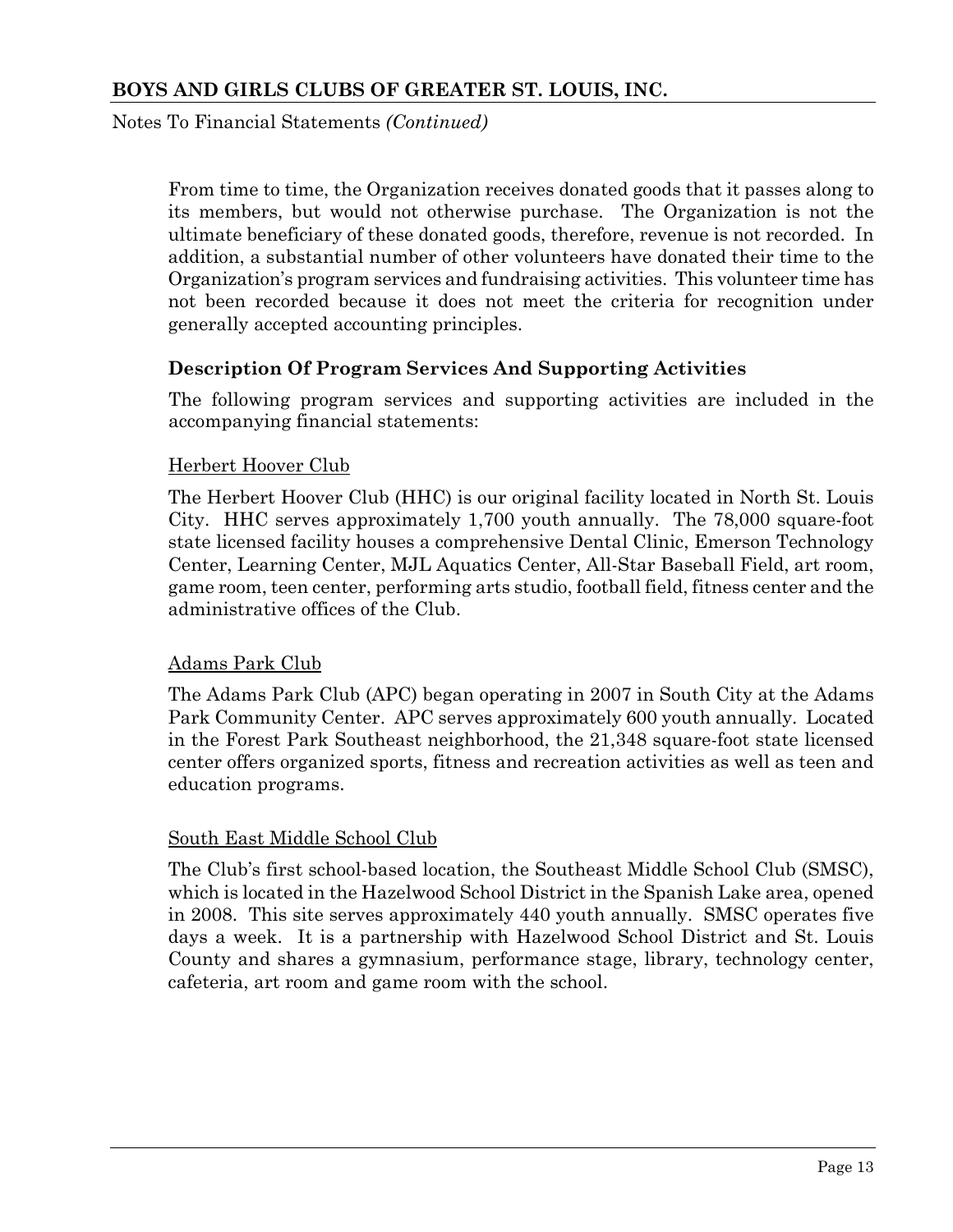From time to time, the Organization receives donated goods that it passes along to its members, but would not otherwise purchase. The Organization is not the ultimate beneficiary of these donated goods, therefore, revenue is not recorded. In addition, a substantial number of other volunteers have donated their time to the Organization's program services and fundraising activities. This volunteer time has not been recorded because it does not meet the criteria for recognition under generally accepted accounting principles.

### Description Of Program Services And Supporting Activities

The following program services and supporting activities are included in the accompanying financial statements:

Herbert Hoover Club

The Herbert Hoover Club (HHC) is our original facility located in North St. Louis City. HHC serves approximately 1,700 youth annually. The 78,000 square-foot state licensed facility houses a comprehensive Dental Clinic, Emerson Technology Center, Learning Center, MJL Aquatics Center, All-Star Baseball Field, art room, game room, teen center, performing arts studio, football field, fitness center and the administrative offices of the Club.

Adams Park Club

The Adams Park Club (APC) began operating in 2007 in South City at the Adams Park Community Center. APC serves approximately 600 youth annually. Located in the Forest Park Southeast neighborhood, the 21,348 square-foot state licensed center offers organized sports, fitness and recreation activities as well as teen and education programs.

South East Middle School Club

The Club's first school-based location, the Southeast Middle School Club (SMSC), which is located in the Hazelwood School District in the Spanish Lake area, opened in 2008. This site serves approximately 440 youth annually. SMSC operates five days a week. It is a partnership with Hazelwood School District and St. Louis County and shares a gymnasium, performance stage, library, technology center, cafeteria, art room and game room with the school.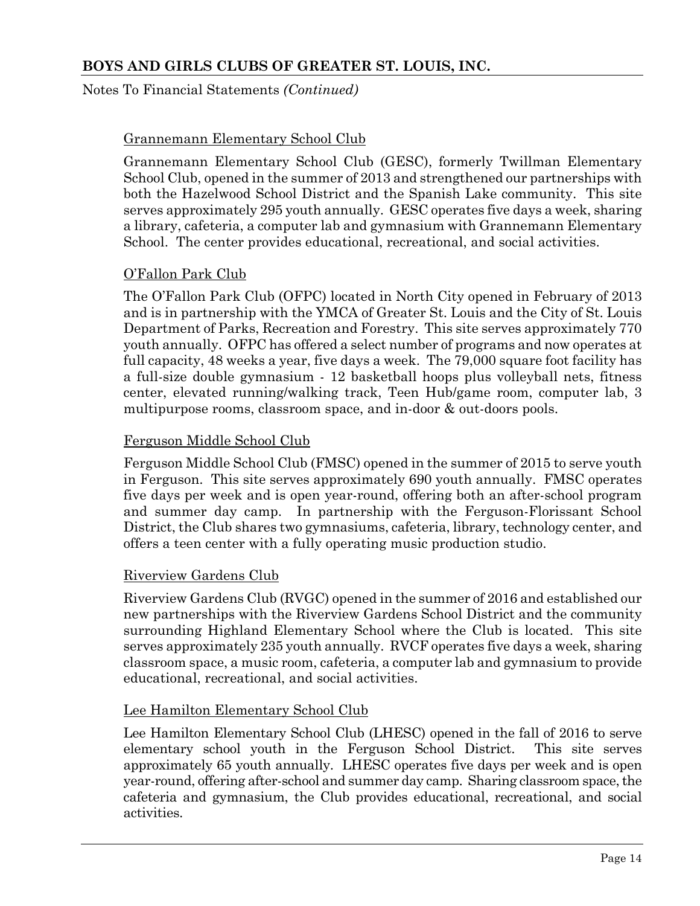Grannemann Elementary School Club

Grannemann Elementary School Club (GESC), formerly Twillman Elementary School Club, opened in the summer of 2013 and strengthened our partnerships with both the Hazelwood School District and the Spanish Lake community. This site serves approximately 295 youth annually. GESC operates five days a week, sharing a library, cafeteria, a computer lab and gymnasium with Grannemann Elementary School. The center provides educational, recreational, and social activities.

O'Fallon Park Club

The O'Fallon Park Club (OFPC) located in North City opened in February of 2013 and is in partnership with the YMCA of Greater St. Louis and the City of St. Louis Department of Parks, Recreation and Forestry. This site serves approximately 770 youth annually. OFPC has offered a select number of programs and now operates at full capacity, 48 weeks a year, five days a week. The 79,000 square foot facility has a full-size double gymnasium - 12 basketball hoops plus volleyball nets, fitness center, elevated running/walking track, Teen Hub/game room, computer lab, 3 multipurpose rooms, classroom space, and in-door & out-doors pools.

Ferguson Middle School Club

Ferguson Middle School Club (FMSC) opened in the summer of 2015 to serve youth in Ferguson. This site serves approximately 690 youth annually. FMSC operates five days per week and is open year-round, offering both an after-school program and summer day camp. In partnership with the Ferguson-Florissant School District, the Club shares two gymnasiums, cafeteria, library, technology center, and offers a teen center with a fully operating music production studio.

Riverview Gardens Club

Riverview Gardens Club (RVGC) opened in the summer of 2016 and established our new partnerships with the Riverview Gardens School District and the community surrounding Highland Elementary School where the Club is located. This site serves approximately 235 youth annually. RVCF operates five days a week, sharing classroom space, a music room, cafeteria, a computer lab and gymnasium to provide educational, recreational, and social activities.

Lee Hamilton Elementary School Club

Lee Hamilton Elementary School Club (LHESC) opened in the fall of 2016 to serve elementary school youth in the Ferguson School District. This site serves approximately 65 youth annually. LHESC operates five days per week and is open year-round, offering after-school and summer day camp. Sharing classroom space, the cafeteria and gymnasium, the Club provides educational, recreational, and social activities.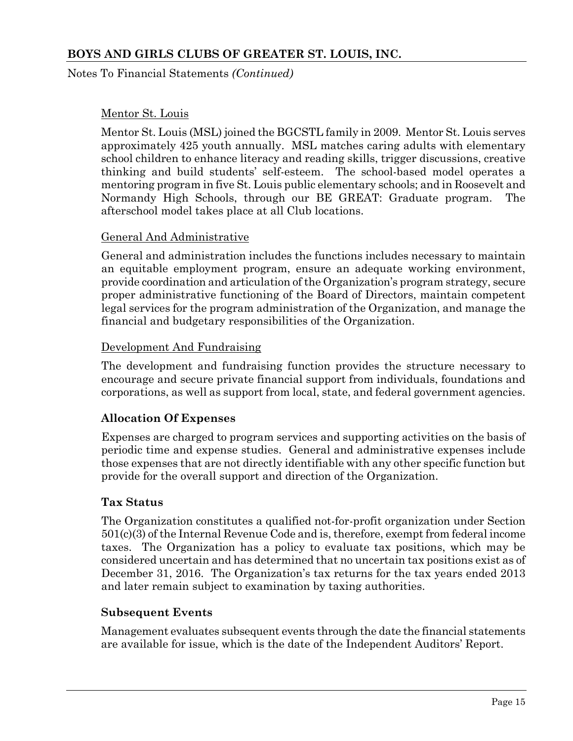Mentor St. Louis

Mentor St. Louis (MSL) joined the BGCSTL family in 2009. Mentor St. Louis serves approximately 425 youth annually. MSL matches caring adults with elementary school children to enhance literacy and reading skills, trigger discussions, creative thinking and build students' self-esteem. The school-based model operates a mentoring program in five St. Louis public elementary schools; and in Roosevelt and Normandy High Schools, through our BE GREAT: Graduate program. The afterschool model takes place at all Club locations.

General And Administrative

General and administration includes the functions includes necessary to maintain an equitable employment program, ensure an adequate working environment, provide coordination and articulation of the Organization's program strategy, secure proper administrative functioning of the Board of Directors, maintain competent legal services for the program administration of the Organization, and manage the financial and budgetary responsibilities of the Organization.

Development And Fundraising

The development and fundraising function provides the structure necessary to encourage and secure private financial support from individuals, foundations and corporations, as well as support from local, state, and federal government agencies.

**Allocation Of Expenses**

Expenses are charged to program services and supporting activities on the basis of periodic time and expense studies. General and administrative expenses include those expenses that are not directly identifiable with any other specific function but provide for the overall support and direction of the Organization.

**Tax Status**

The Organization constitutes a qualified not-for-profit organization under Section 501(c)(3) of the Internal Revenue Code and is, therefore, exempt from federal income taxes. The Organization has a policy to evaluate tax positions, which may be considered uncertain and has determined that no uncertain tax positions exist as of December 31, 2016. The Organization's tax returns for the tax years ended 2013 and later remain subject to examination by taxing authorities.

**Subsequent Events**

Management evaluates subsequent events through the date the financial statements are available for issue, which is the date of the Independent Auditors' Report.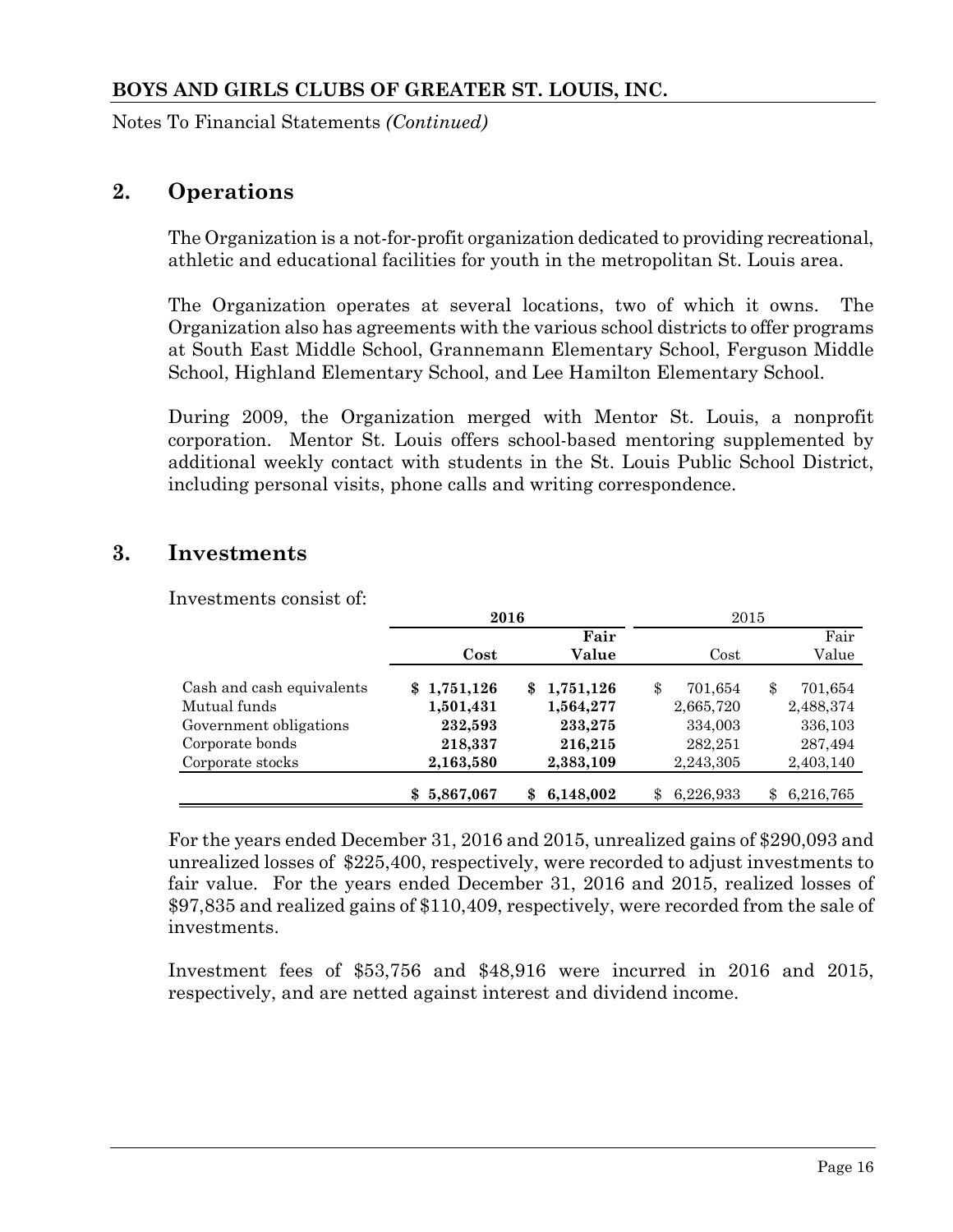BOYS AND GIRLS CLUBS OF GREATER ST. LOUIS, INC.

Notes To Financial Statements *(Continued)*

## 2. Operations

The Organization is a not-for-profit organization dedicated to providing recreational, athletic and educational facilities for youth in the metropolitan St. Louis area.

The Organization operates at several locations, two of which it owns. The Organization also has agreements with the various school districts to offer programs at South East Middle School, Grannemann Elementary School, Ferguson Middle School, Highland Elementary School, and Lee Hamilton Elementary School.

During 2009, the Organization merged with Mentor St. Louis, a nonprofit corporation. Mentor St. Louis offers school-based mentoring supplemented by additional weekly contact with students in the St. Louis Public School District, including personal visits, phone calls and writing correspondence.

## 3. Investments

Investments consist of:

| | **2016** | | 2015 | |
|---|---|---|---|---|
| | **Cost** | **Fair Value** | Cost | Fair Value |
| Cash and cash equivalents | **$ 1,751,126** | **$ 1,751,126** | $ 701,654 | $ 701,654 |
| Mutual funds | **1,501,431** | **1,564,277** | 2,665,720 | 2,488,374 |
| Government obligations | **232,593** | **233,275** | 334,003 | 336,103 |
| Corporate bonds | **218,337** | **216,215** | 282,251 | 287,494 |
| Corporate stocks | **2,163,580** | **2,383,109** | 2,243,305 | 2,403,140 |
| | **$ 5,867,067** | **$ 6,148,002** | $ 6,226,933 | $ 6,216,765 |

For the years ended December 31, 2016 and 2015, unrealized gains of $290,093 and unrealized losses of $225,400, respectively, were recorded to adjust investments to fair value. For the years ended December 31, 2016 and 2015, realized losses of $97,835 and realized gains of $110,409, respectively, were recorded from the sale of investments.

Investment fees of $53,756 and $48,916 were incurred in 2016 and 2015, respectively, and are netted against interest and dividend income.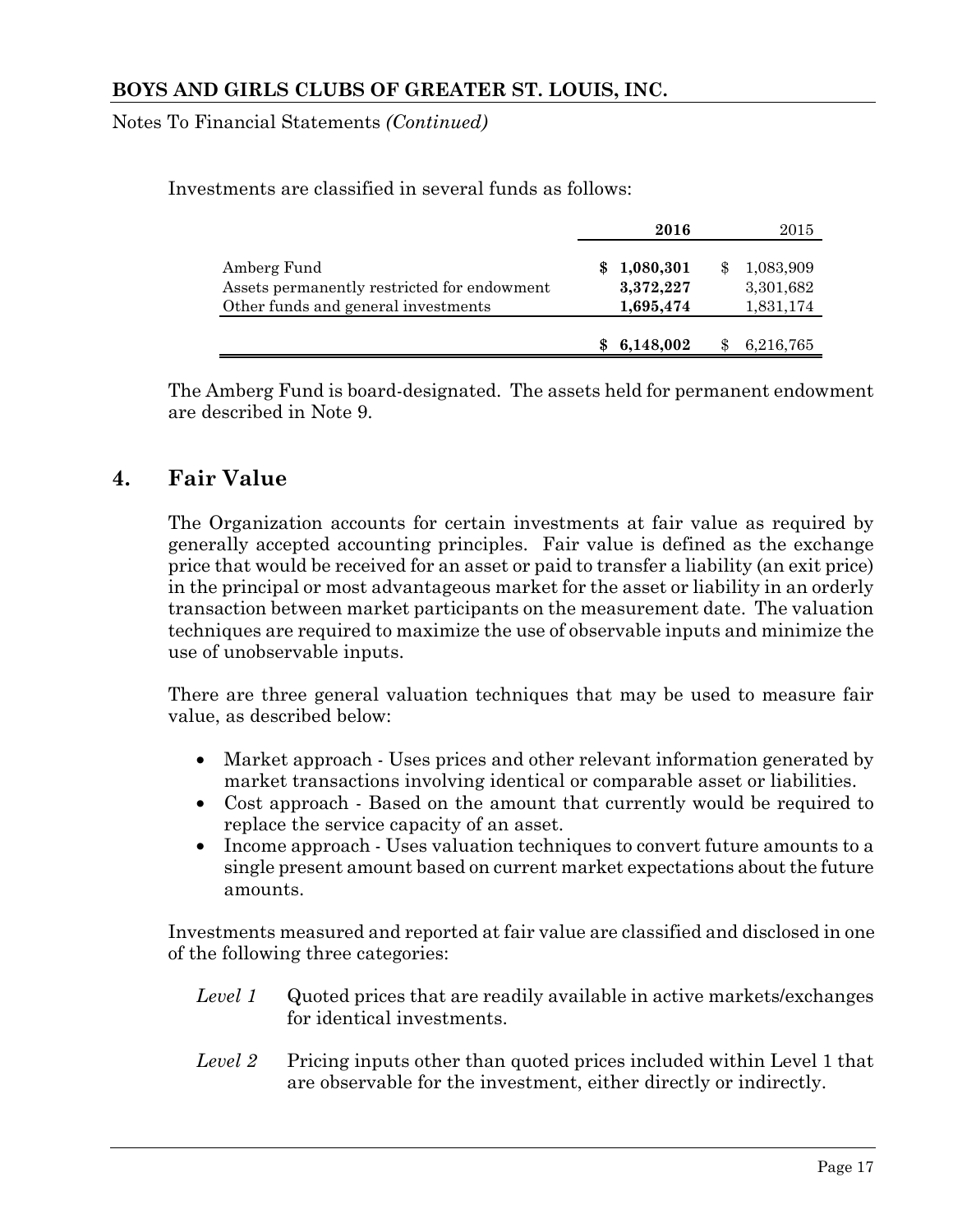Investments are classified in several funds as follows:

| | **2016** | 2015 |
|---|---|---|
| Amberg Fund | **$ 1,080,301** | $ 1,083,909 |
| Assets permanently restricted for endowment | **3,372,227** | 3,301,682 |
| Other funds and general investments | **1,695,474** | 1,831,174 |
| | **$ 6,148,002** | $ 6,216,765 |

The Amberg Fund is board-designated. The assets held for permanent endowment are described in Note 9.

## 4. Fair Value

The Organization accounts for certain investments at fair value as required by generally accepted accounting principles. Fair value is defined as the exchange price that would be received for an asset or paid to transfer a liability (an exit price) in the principal or most advantageous market for the asset or liability in an orderly transaction between market participants on the measurement date. The valuation techniques are required to maximize the use of observable inputs and minimize the use of unobservable inputs.

There are three general valuation techniques that may be used to measure fair value, as described below:

- Market approach - Uses prices and other relevant information generated by market transactions involving identical or comparable asset or liabilities.
- Cost approach - Based on the amount that currently would be required to replace the service capacity of an asset.
- Income approach - Uses valuation techniques to convert future amounts to a single present amount based on current market expectations about the future amounts.

Investments measured and reported at fair value are classified and disclosed in one of the following three categories:

*Level 1* Quoted prices that are readily available in active markets/exchanges for identical investments.

*Level 2* Pricing inputs other than quoted prices included within Level 1 that are observable for the investment, either directly or indirectly.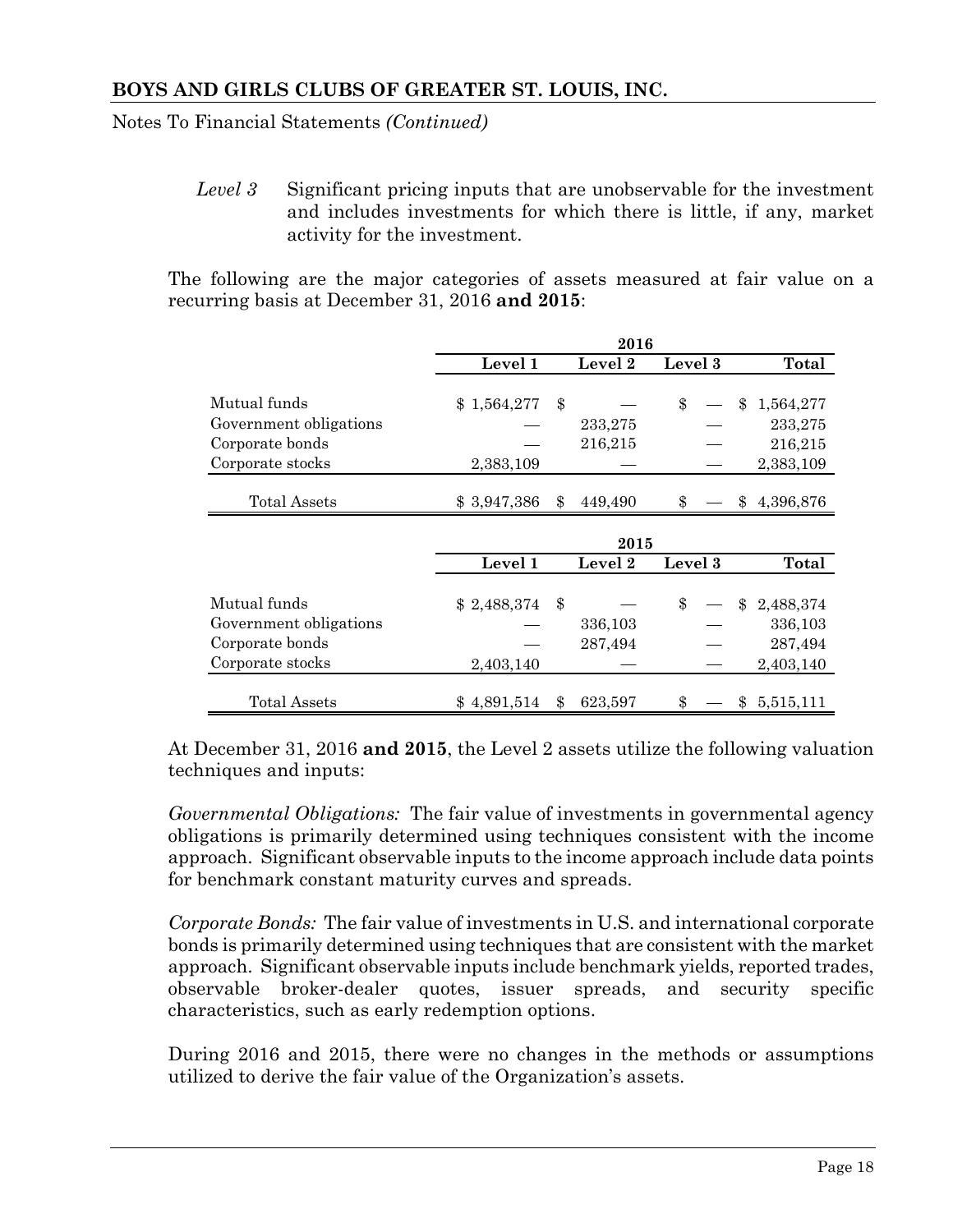*Level 3* Significant pricing inputs that are unobservable for the investment and includes investments for which there is little, if any, market activity for the investment.

The following are the major categories of assets measured at fair value on a recurring basis at December 31, 2016 **and 2015**:

| | 2016 | | | |
|---|---|---|---|---|
| | **Level 1** | **Level 2** | **Level 3** | **Total** |
| Mutual funds | $ 1,564,277 | $ — | $ — | $ 1,564,277 |
| Government obligations | — | 233,275 | — | 233,275 |
| Corporate bonds | — | 216,215 | — | 216,215 |
| Corporate stocks | 2,383,109 | — | — | 2,383,109 |
| Total Assets | $ 3,947,386 | $ 449,490 | $ — | $ 4,396,876 |

| | 2015 | | | |
|---|---|---|---|---|
| | **Level 1** | **Level 2** | **Level 3** | **Total** |
| Mutual funds | $ 2,488,374 | $ — | $ — | $ 2,488,374 |
| Government obligations | — | 336,103 | — | 336,103 |
| Corporate bonds | — | 287,494 | — | 287,494 |
| Corporate stocks | 2,403,140 | — | — | 2,403,140 |
| Total Assets | $ 4,891,514 | $ 623,597 | $ — | $ 5,515,111 |

At December 31, 2016 **and 2015**, the Level 2 assets utilize the following valuation techniques and inputs:

*Governmental Obligations:* The fair value of investments in governmental agency obligations is primarily determined using techniques consistent with the income approach. Significant observable inputs to the income approach include data points for benchmark constant maturity curves and spreads.

*Corporate Bonds:* The fair value of investments in U.S. and international corporate bonds is primarily determined using techniques that are consistent with the market approach. Significant observable inputs include benchmark yields, reported trades, observable broker-dealer quotes, issuer spreads, and security specific characteristics, such as early redemption options.

During 2016 and 2015, there were no changes in the methods or assumptions utilized to derive the fair value of the Organization's assets.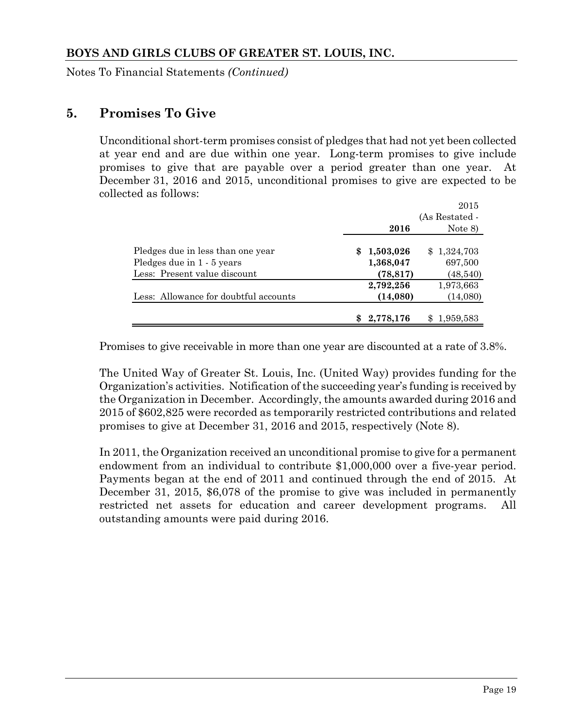## 5. Promises To Give

Unconditional short-term promises consist of pledges that had not yet been collected at year end and are due within one year. Long-term promises to give include promises to give that are payable over a period greater than one year. At December 31, 2016 and 2015, unconditional promises to give are expected to be collected as follows:

| | 2016 | 2015 (As Restated - Note 8) |
|---|---|---|
| Pledges due in less than one year | **$ 1,503,026** | $ 1,324,703 |
| Pledges due in 1 - 5 years | **1,368,047** | 697,500 |
| Less: Present value discount | **(78,817)** | (48,540) |
| | **2,792,256** | 1,973,663 |
| Less: Allowance for doubtful accounts | **(14,080)** | (14,080) |
| | **$ 2,778,176** | $ 1,959,583 |

Promises to give receivable in more than one year are discounted at a rate of 3.8%.

The United Way of Greater St. Louis, Inc. (United Way) provides funding for the Organization's activities. Notification of the succeeding year's funding is received by the Organization in December. Accordingly, the amounts awarded during 2016 and 2015 of $602,825 were recorded as temporarily restricted contributions and related promises to give at December 31, 2016 and 2015, respectively (Note 8).

In 2011, the Organization received an unconditional promise to give for a permanent endowment from an individual to contribute $1,000,000 over a five-year period. Payments began at the end of 2011 and continued through the end of 2015. At December 31, 2015, $6,078 of the promise to give was included in permanently restricted net assets for education and career development programs. All outstanding amounts were paid during 2016.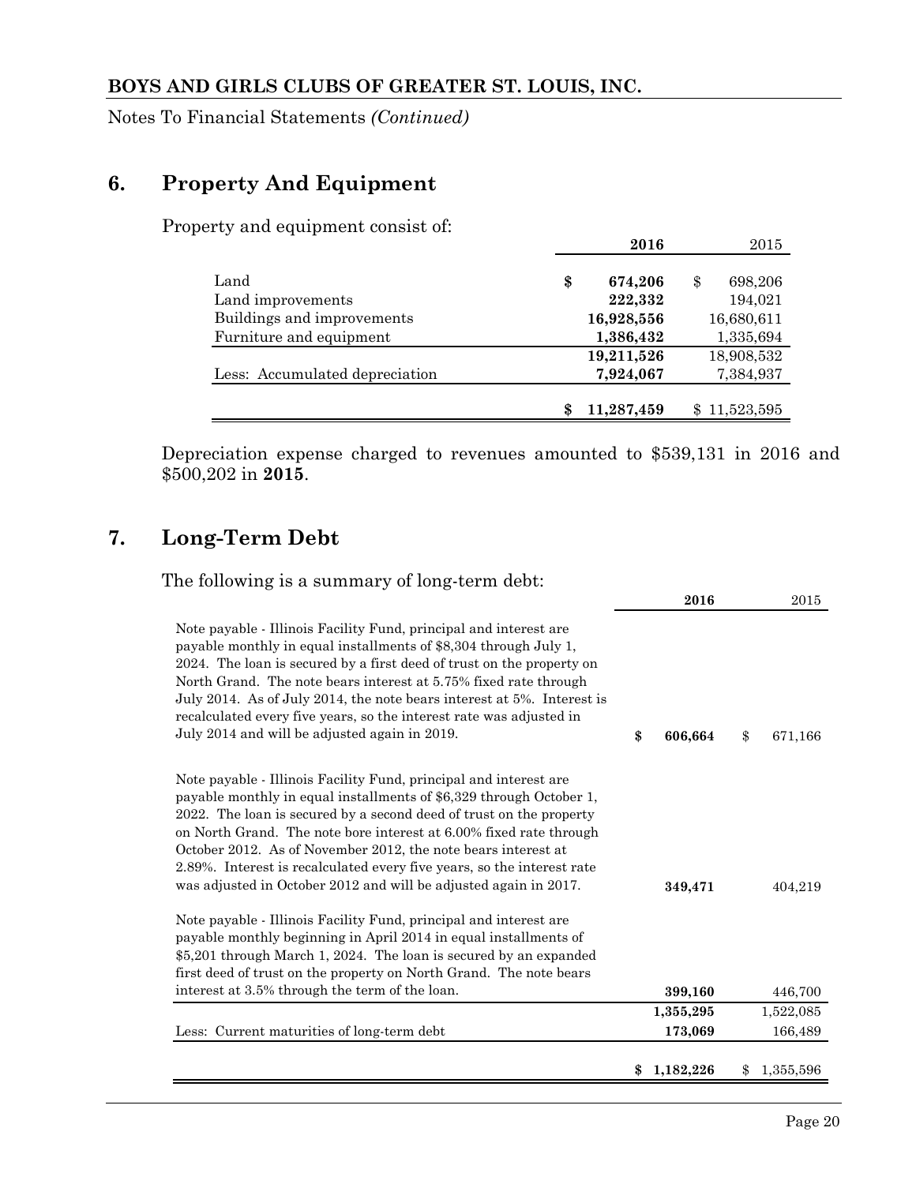## 6. Property And Equipment

Property and equipment consist of:

| | 2016 | 2015 |
|---|---|---|
| Land | $ 674,206 | $ 698,206 |
| Land improvements | 222,332 | 194,021 |
| Buildings and improvements | 16,928,556 | 16,680,611 |
| Furniture and equipment | 1,386,432 | 1,335,694 |
| | 19,211,526 | 18,908,532 |
| Less: Accumulated depreciation | 7,924,067 | 7,384,937 |
| | $ 11,287,459 | $ 11,523,595 |

Depreciation expense charged to revenues amounted to $539,131 in 2016 and $500,202 in **2015**.

## 7. Long-Term Debt

The following is a summary of long-term debt:

| | 2016 | 2015 |
|---|---|---|
| Note payable - Illinois Facility Fund, principal and interest are payable monthly in equal installments of $8,304 through July 1, 2024. The loan is secured by a first deed of trust on the property on North Grand. The note bears interest at 5.75% fixed rate through July 2014. As of July 2014, the note bears interest at 5%. Interest is recalculated every five years, so the interest rate was adjusted in July 2014 and will be adjusted again in 2019. | $ 606,664 | $ 671,166 |
| Note payable - Illinois Facility Fund, principal and interest are payable monthly in equal installments of $6,329 through October 1, 2022. The loan is secured by a second deed of trust on the property on North Grand. The note bore interest at 6.00% fixed rate through October 2012. As of November 2012, the note bears interest at 2.89%. Interest is recalculated every five years, so the interest rate was adjusted in October 2012 and will be adjusted again in 2017. | 349,471 | 404,219 |
| Note payable - Illinois Facility Fund, principal and interest are payable monthly beginning in April 2014 in equal installments of $5,201 through March 1, 2024. The loan is secured by an expanded first deed of trust on the property on North Grand. The note bears interest at 3.5% through the term of the loan. | 399,160 | 446,700 |
| | 1,355,295 | 1,522,085 |
| Less: Current maturities of long-term debt | 173,069 | 166,489 |
| | $ 1,182,226 | $ 1,355,596 |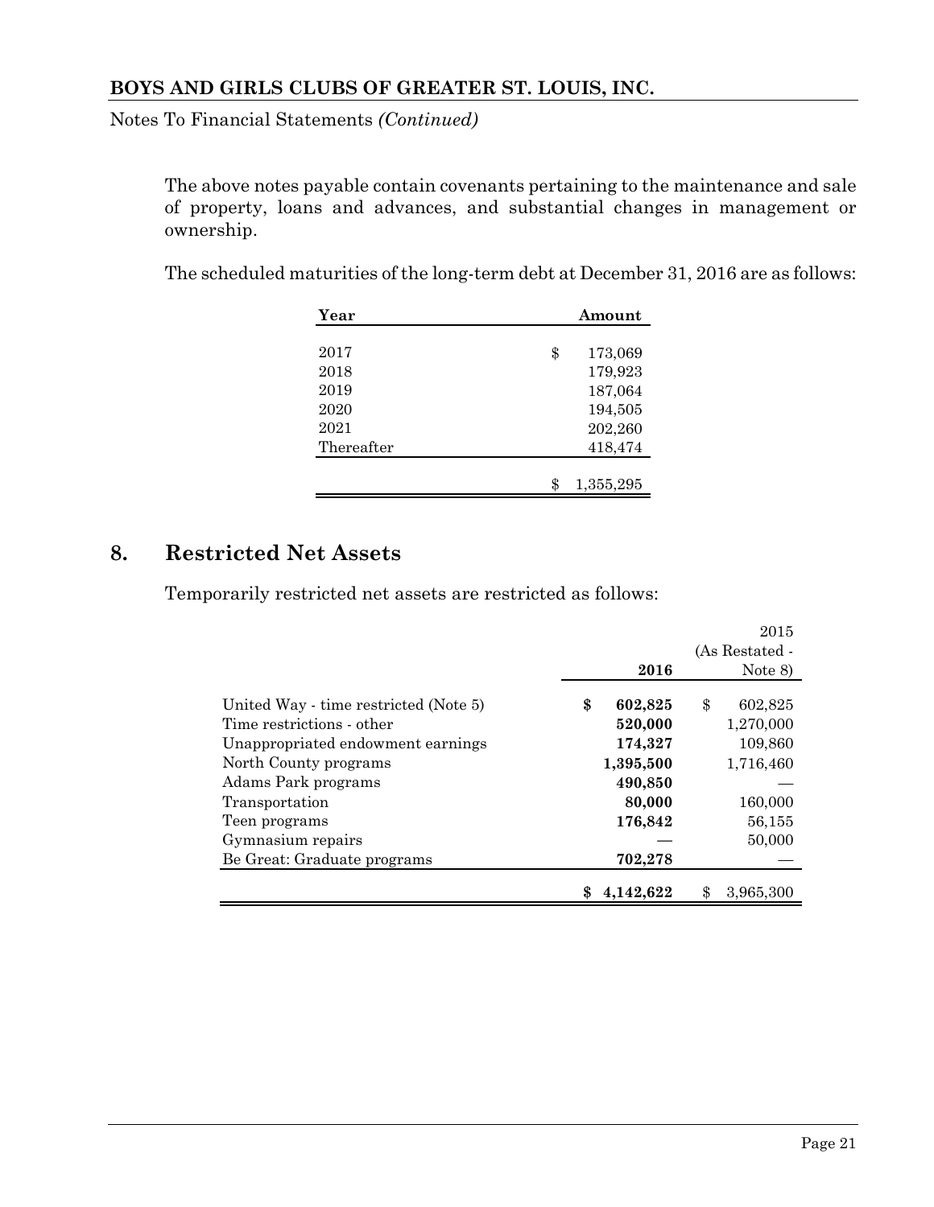The above notes payable contain covenants pertaining to the maintenance and sale of property, loans and advances, and substantial changes in management or ownership.

The scheduled maturities of the long-term debt at December 31, 2016 are as follows:

| Year | Amount |
|---|---|
| 2017 | $ 173,069 |
| 2018 | 179,923 |
| 2019 | 187,064 |
| 2020 | 194,505 |
| 2021 | 202,260 |
| Thereafter | 418,474 |
| | $ 1,355,295 |

## 8. Restricted Net Assets

Temporarily restricted net assets are restricted as follows:

| | 2016 | 2015 (As Restated - Note 8) |
|---|---|---|
| United Way - time restricted (Note 5) | **$ 602,825** | $ 602,825 |
| Time restrictions - other | **520,000** | 1,270,000 |
| Unappropriated endowment earnings | **174,327** | 109,860 |
| North County programs | **1,395,500** | 1,716,460 |
| Adams Park programs | **490,850** | — |
| Transportation | **80,000** | 160,000 |
| Teen programs | **176,842** | 56,155 |
| Gymnasium repairs | — | 50,000 |
| Be Great: Graduate programs | **702,278** | — |
| | **$ 4,142,622** | $ 3,965,300 |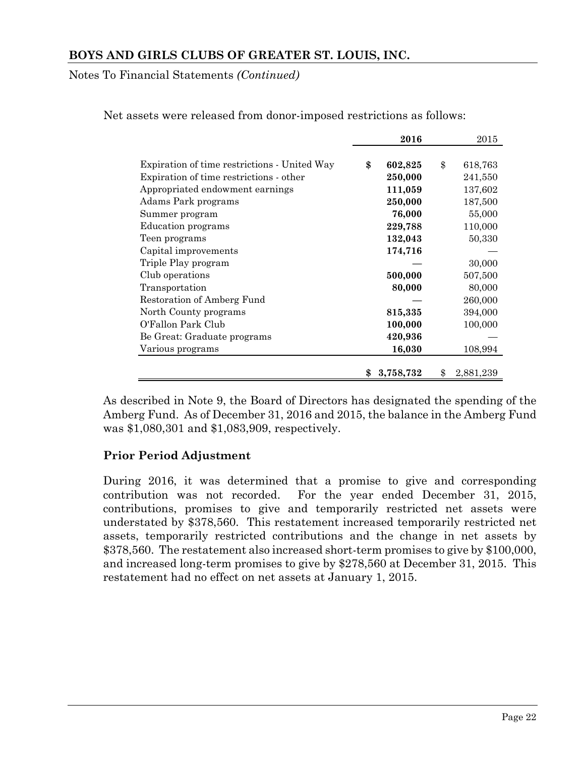Net assets were released from donor-imposed restrictions as follows:

| | 2016 | 2015 |
|---|---|---|
| Expiration of time restrictions - United Way | $ 602,825 | $ 618,763 |
| Expiration of time restrictions - other | 250,000 | 241,550 |
| Appropriated endowment earnings | 111,059 | 137,602 |
| Adams Park programs | 250,000 | 187,500 |
| Summer program | 76,000 | 55,000 |
| Education programs | 229,788 | 110,000 |
| Teen programs | 132,043 | 50,330 |
| Capital improvements | 174,716 | — |
| Triple Play program | — | 30,000 |
| Club operations | 500,000 | 507,500 |
| Transportation | 80,000 | 80,000 |
| Restoration of Amberg Fund | — | 260,000 |
| North County programs | 815,335 | 394,000 |
| O'Fallon Park Club | 100,000 | 100,000 |
| Be Great: Graduate programs | 420,936 | — |
| Various programs | 16,030 | 108,994 |
| | $ 3,758,732 | $ 2,881,239 |

As described in Note 9, the Board of Directors has designated the spending of the Amberg Fund. As of December 31, 2016 and 2015, the balance in the Amberg Fund was $1,080,301 and $1,083,909, respectively.

## Prior Period Adjustment

During 2016, it was determined that a promise to give and corresponding contribution was not recorded. For the year ended December 31, 2015, contributions, promises to give and temporarily restricted net assets were understated by $378,560. This restatement increased temporarily restricted net assets, temporarily restricted contributions and the change in net assets by $378,560. The restatement also increased short-term promises to give by $100,000, and increased long-term promises to give by $278,560 at December 31, 2015. This restatement had no effect on net assets at January 1, 2015.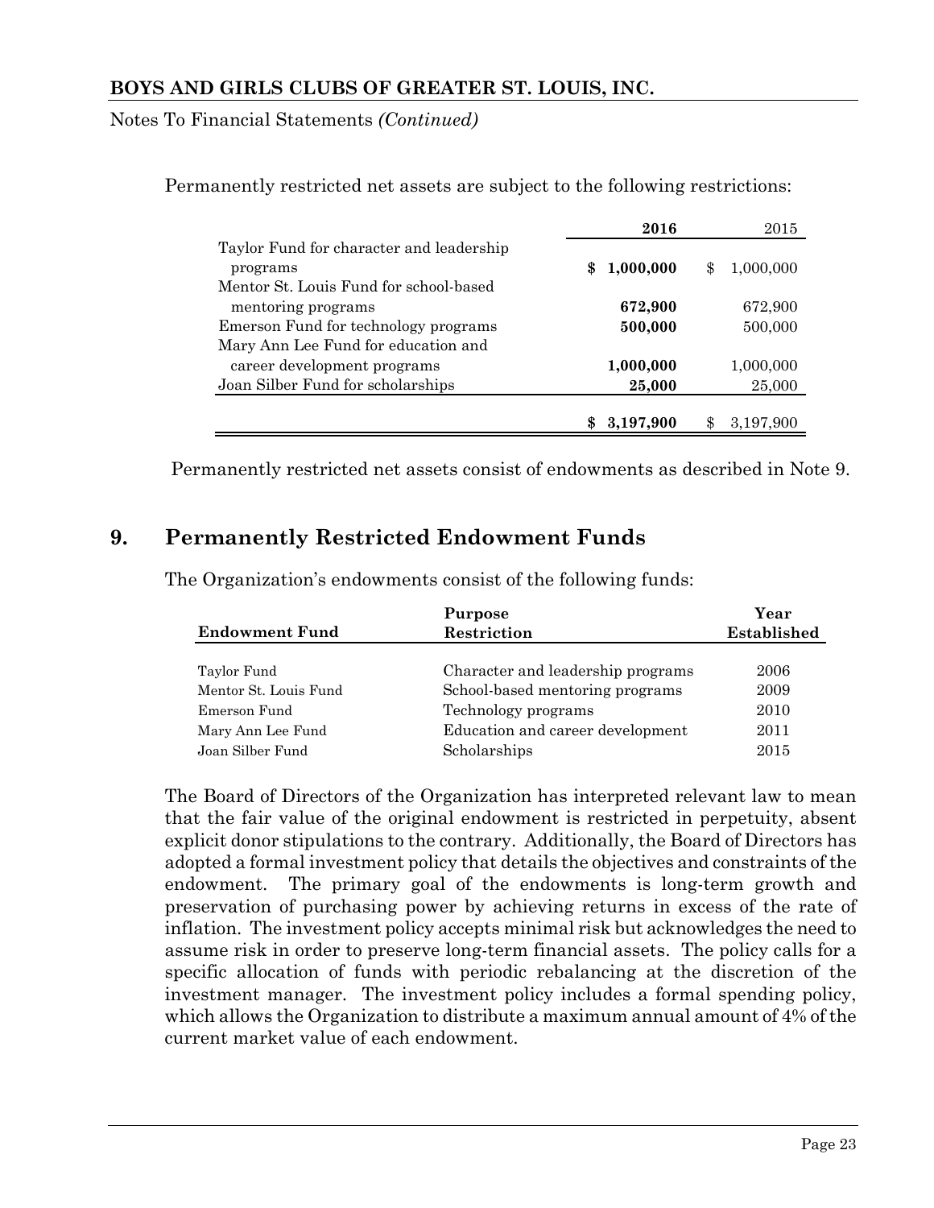Permanently restricted net assets are subject to the following restrictions:

| | 2016 | 2015 |
|---|---|---|
| Taylor Fund for character and leadership programs | **$ 1,000,000** | $ 1,000,000 |
| Mentor St. Louis Fund for school-based mentoring programs | **672,900** | 672,900 |
| Emerson Fund for technology programs | **500,000** | 500,000 |
| Mary Ann Lee Fund for education and career development programs | **1,000,000** | 1,000,000 |
| Joan Silber Fund for scholarships | **25,000** | 25,000 |
| | **$ 3,197,900** | $ 3,197,900 |

Permanently restricted net assets consist of endowments as described in Note 9.

## 9. Permanently Restricted Endowment Funds

The Organization's endowments consist of the following funds:

| Endowment Fund | Purpose Restriction | Year Established |
|---|---|---|
| Taylor Fund | Character and leadership programs | 2006 |
| Mentor St. Louis Fund | School-based mentoring programs | 2009 |
| Emerson Fund | Technology programs | 2010 |
| Mary Ann Lee Fund | Education and career development | 2011 |
| Joan Silber Fund | Scholarships | 2015 |

The Board of Directors of the Organization has interpreted relevant law to mean that the fair value of the original endowment is restricted in perpetuity, absent explicit donor stipulations to the contrary. Additionally, the Board of Directors has adopted a formal investment policy that details the objectives and constraints of the endowment. The primary goal of the endowments is long-term growth and preservation of purchasing power by achieving returns in excess of the rate of inflation. The investment policy accepts minimal risk but acknowledges the need to assume risk in order to preserve long-term financial assets. The policy calls for a specific allocation of funds with periodic rebalancing at the discretion of the investment manager. The investment policy includes a formal spending policy, which allows the Organization to distribute a maximum annual amount of 4% of the current market value of each endowment.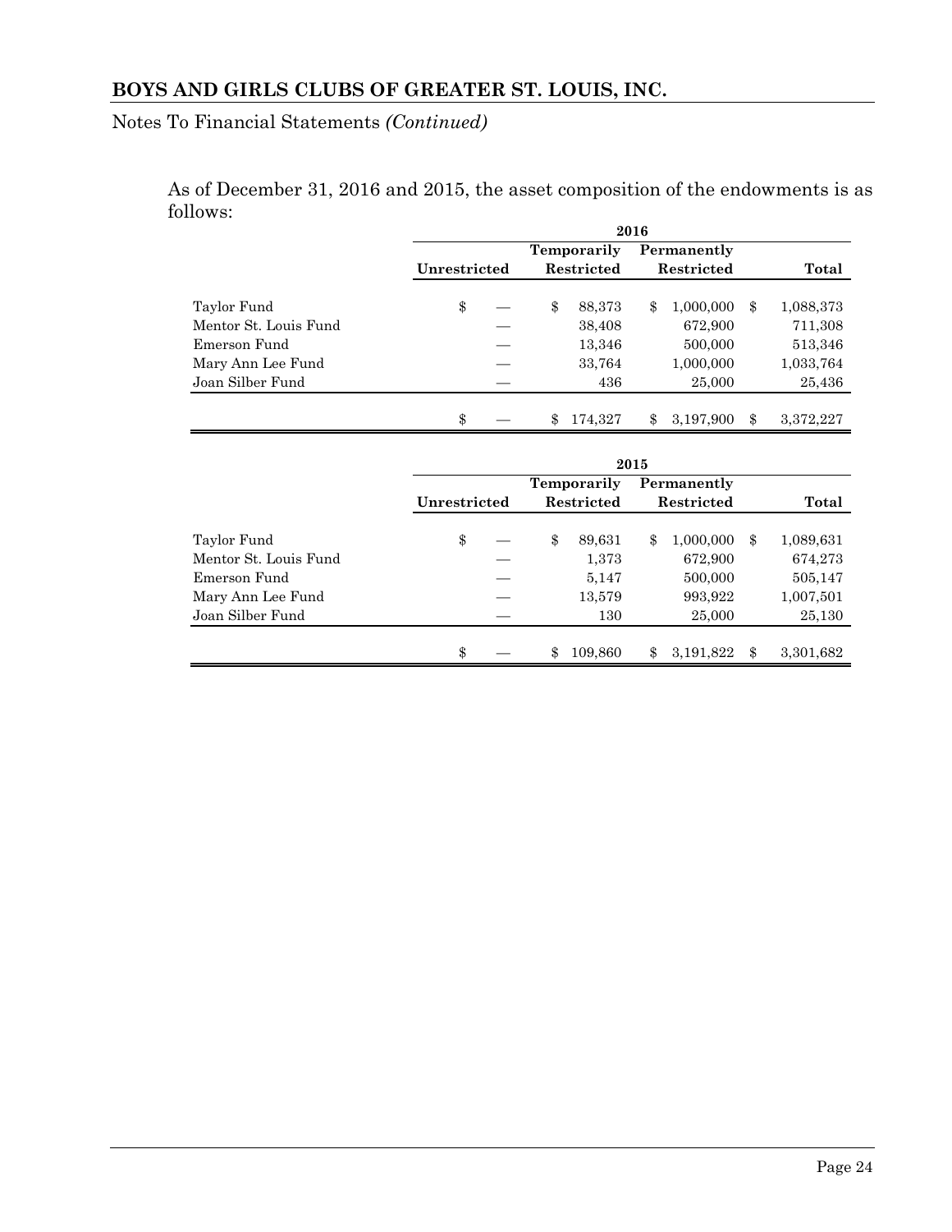## BOYS AND GIRLS CLUBS OF GREATER ST. LOUIS, INC.

Notes To Financial Statements *(Continued)*

As of December 31, 2016 and 2015, the asset composition of the endowments is as follows:

| | 2016 | | | |
|---|---|---|---|---|
| | Unrestricted | Temporarily Restricted | Permanently Restricted | Total |
| Taylor Fund | $ — | $ 88,373 | $ 1,000,000 | $ 1,088,373 |
| Mentor St. Louis Fund | — | 38,408 | 672,900 | 711,308 |
| Emerson Fund | — | 13,346 | 500,000 | 513,346 |
| Mary Ann Lee Fund | — | 33,764 | 1,000,000 | 1,033,764 |
| Joan Silber Fund | — | 436 | 25,000 | 25,436 |
| | $ — | $ 174,327 | $ 3,197,900 | $ 3,372,227 |

| | 2015 | | | |
|---|---|---|---|---|
| | Unrestricted | Temporarily Restricted | Permanently Restricted | Total |
| Taylor Fund | $ — | $ 89,631 | $ 1,000,000 | $ 1,089,631 |
| Mentor St. Louis Fund | — | 1,373 | 672,900 | 674,273 |
| Emerson Fund | — | 5,147 | 500,000 | 505,147 |
| Mary Ann Lee Fund | — | 13,579 | 993,922 | 1,007,501 |
| Joan Silber Fund | — | 130 | 25,000 | 25,130 |
| | $ — | $ 109,860 | $ 3,191,822 | $ 3,301,682 |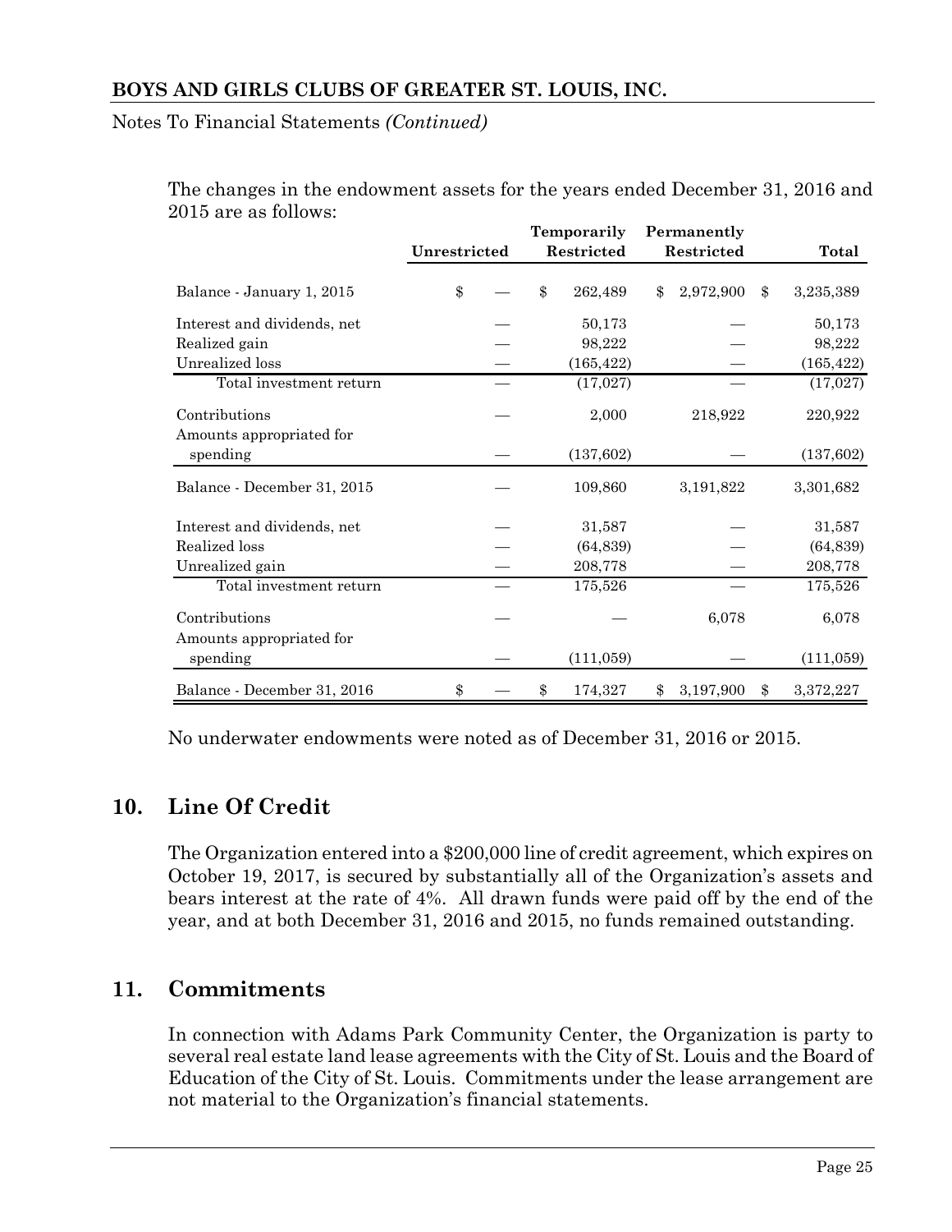The changes in the endowment assets for the years ended December 31, 2016 and 2015 are as follows:

| | Unrestricted | Temporarily Restricted | Permanently Restricted | Total |
|---|---|---|---|---|
| Balance - January 1, 2015 | $ — | $ 262,489 | $ 2,972,900 | $ 3,235,389 |
| Interest and dividends, net | — | 50,173 | — | 50,173 |
| Realized gain | — | 98,222 | — | 98,222 |
| Unrealized loss | — | (165,422) | — | (165,422) |
| Total investment return | — | (17,027) | — | (17,027) |
| Contributions | — | 2,000 | 218,922 | 220,922 |
| Amounts appropriated for spending | — | (137,602) | — | (137,602) |
| Balance - December 31, 2015 | — | 109,860 | 3,191,822 | 3,301,682 |
| Interest and dividends, net | — | 31,587 | — | 31,587 |
| Realized loss | — | (64,839) | — | (64,839) |
| Unrealized gain | — | 208,778 | — | 208,778 |
| Total investment return | — | 175,526 | — | 175,526 |
| Contributions | — | — | 6,078 | 6,078 |
| Amounts appropriated for spending | — | (111,059) | — | (111,059) |
| Balance - December 31, 2016 | $ — | $ 174,327 | $ 3,197,900 | $ 3,372,227 |

No underwater endowments were noted as of December 31, 2016 or 2015.

## 10. Line Of Credit

The Organization entered into a $200,000 line of credit agreement, which expires on October 19, 2017, is secured by substantially all of the Organization's assets and bears interest at the rate of 4%. All drawn funds were paid off by the end of the year, and at both December 31, 2016 and 2015, no funds remained outstanding.

## 11. Commitments

In connection with Adams Park Community Center, the Organization is party to several real estate land lease agreements with the City of St. Louis and the Board of Education of the City of St. Louis. Commitments under the lease arrangement are not material to the Organization's financial statements.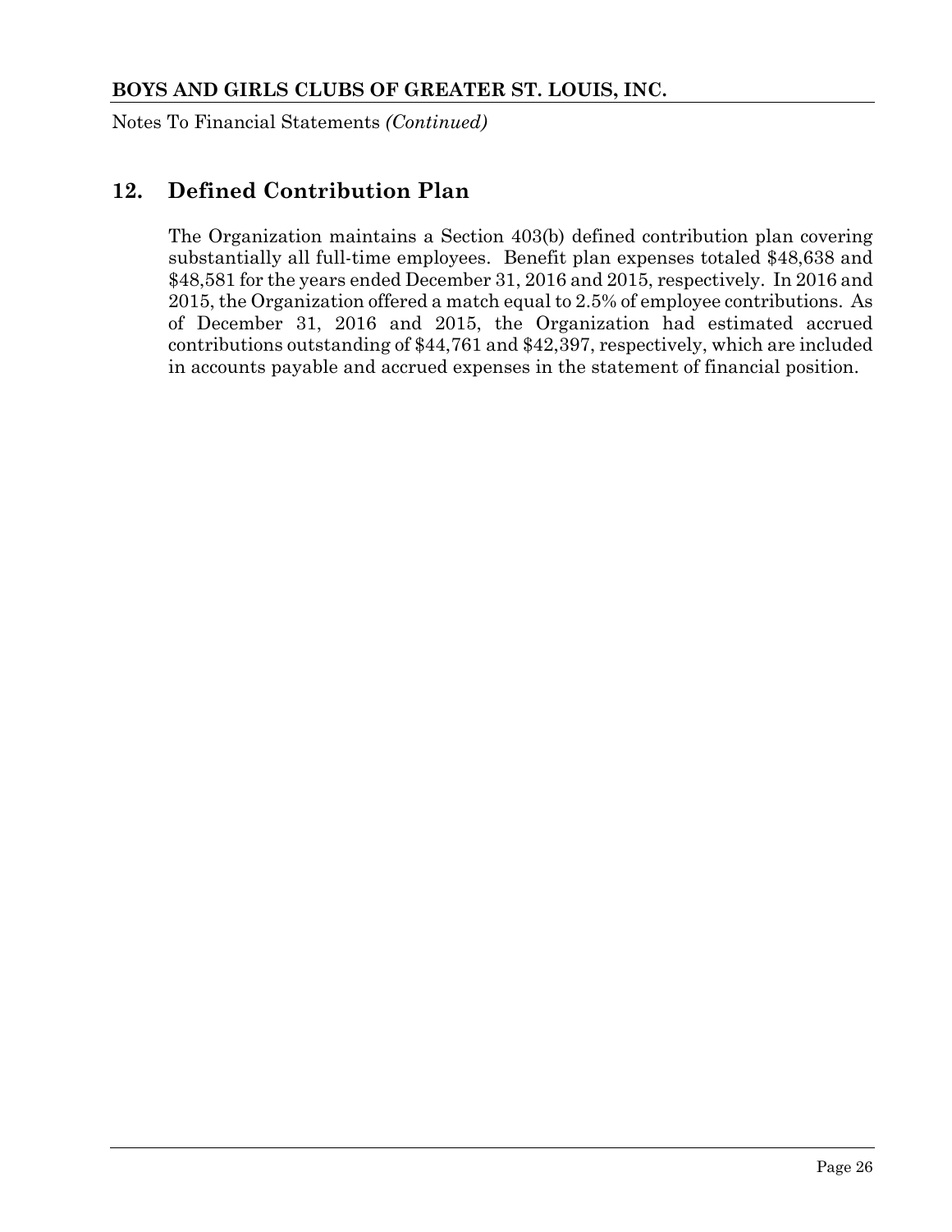## 12. Defined Contribution Plan

The Organization maintains a Section 403(b) defined contribution plan covering substantially all full-time employees. Benefit plan expenses totaled $48,638 and $48,581 for the years ended December 31, 2016 and 2015, respectively. In 2016 and 2015, the Organization offered a match equal to 2.5% of employee contributions. As of December 31, 2016 and 2015, the Organization had estimated accrued contributions outstanding of $44,761 and $42,397, respectively, which are included in accounts payable and accrued expenses in the statement of financial position.